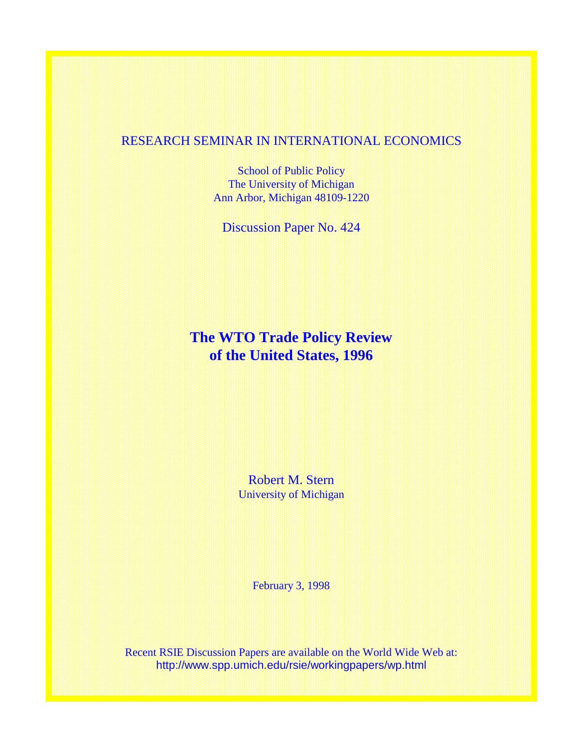RESEARCH SEMINAR IN INTERNATIONAL ECONOMICS

School of Public Policy
The University of Michigan
Ann Arbor, Michigan 48109-1220

Discussion Paper No. 424

# The WTO Trade Policy Review of the United States, 1996

Robert M. Stern
University of Michigan

February 3, 1998

Recent RSIE Discussion Papers are available on the World Wide Web at:
http://www.spp.umich.edu/rsie/workingpapers/wp.html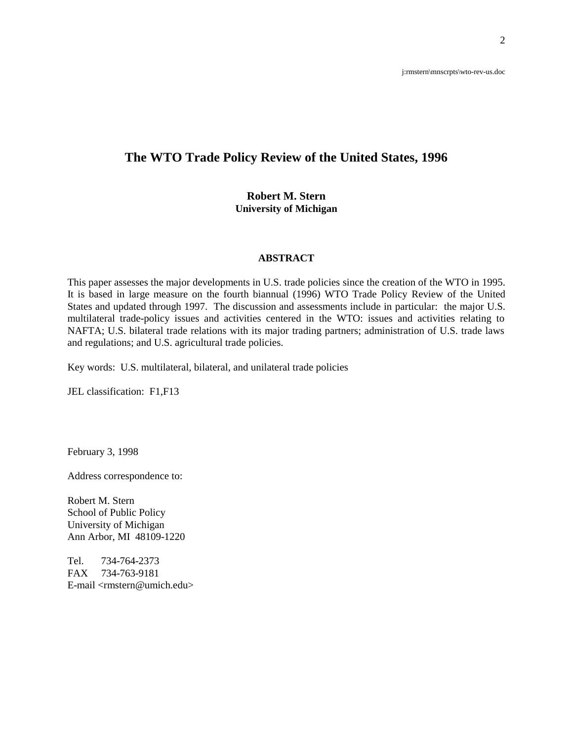j:rmstern\mnscrpts\wto-rev-us.doc

# The WTO Trade Policy Review of the United States, 1996

**Robert M. Stern**
**University of Michigan**

## ABSTRACT

This paper assesses the major developments in U.S. trade policies since the creation of the WTO in 1995. It is based in large measure on the fourth biannual (1996) WTO Trade Policy Review of the United States and updated through 1997. The discussion and assessments include in particular: the major U.S. multilateral trade-policy issues and activities centered in the WTO: issues and activities relating to NAFTA; U.S. bilateral trade relations with its major trading partners; administration of U.S. trade laws and regulations; and U.S. agricultural trade policies.

Key words: U.S. multilateral, bilateral, and unilateral trade policies

JEL classification: F1,F13

February 3, 1998

Address correspondence to:

Robert M. Stern
School of Public Policy
University of Michigan
Ann Arbor, MI 48109-1220

Tel. 734-764-2373
FAX 734-763-9181
E-mail <rmstern@umich.edu>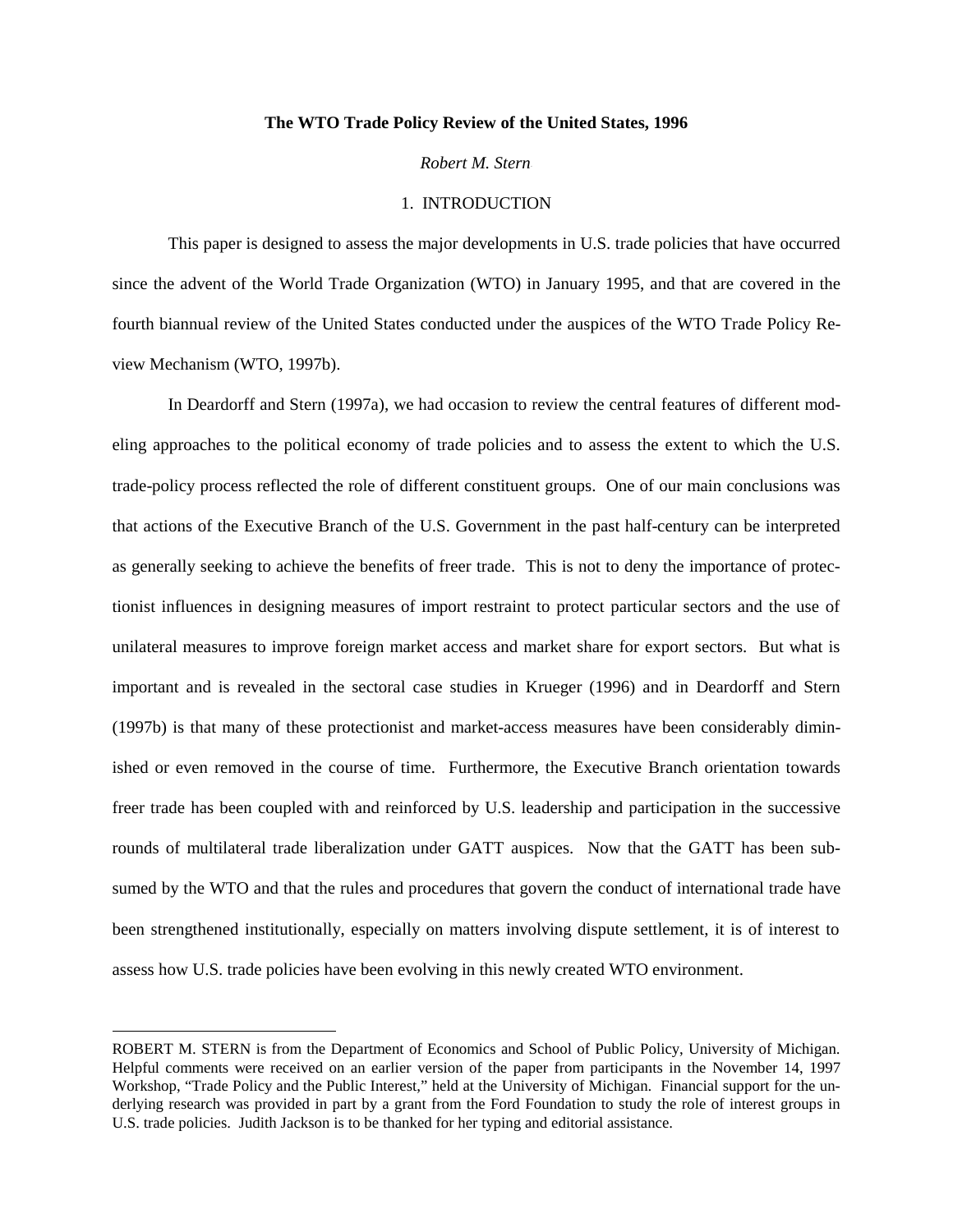**The WTO Trade Policy Review of the United States, 1996**

*Robert M. Stern*

## 1. INTRODUCTION

This paper is designed to assess the major developments in U.S. trade policies that have occurred since the advent of the World Trade Organization (WTO) in January 1995, and that are covered in the fourth biannual review of the United States conducted under the auspices of the WTO Trade Policy Review Mechanism (WTO, 1997b).

In Deardorff and Stern (1997a), we had occasion to review the central features of different modeling approaches to the political economy of trade policies and to assess the extent to which the U.S. trade-policy process reflected the role of different constituent groups. One of our main conclusions was that actions of the Executive Branch of the U.S. Government in the past half-century can be interpreted as generally seeking to achieve the benefits of freer trade. This is not to deny the importance of protectionist influences in designing measures of import restraint to protect particular sectors and the use of unilateral measures to improve foreign market access and market share for export sectors. But what is important and is revealed in the sectoral case studies in Krueger (1996) and in Deardorff and Stern (1997b) is that many of these protectionist and market-access measures have been considerably diminished or even removed in the course of time. Furthermore, the Executive Branch orientation towards freer trade has been coupled with and reinforced by U.S. leadership and participation in the successive rounds of multilateral trade liberalization under GATT auspices. Now that the GATT has been subsumed by the WTO and that the rules and procedures that govern the conduct of international trade have been strengthened institutionally, especially on matters involving dispute settlement, it is of interest to assess how U.S. trade policies have been evolving in this newly created WTO environment.

---

ROBERT M. STERN is from the Department of Economics and School of Public Policy, University of Michigan. Helpful comments were received on an earlier version of the paper from participants in the November 14, 1997 Workshop, "Trade Policy and the Public Interest," held at the University of Michigan. Financial support for the underlying research was provided in part by a grant from the Ford Foundation to study the role of interest groups in U.S. trade policies. Judith Jackson is to be thanked for her typing and editorial assistance.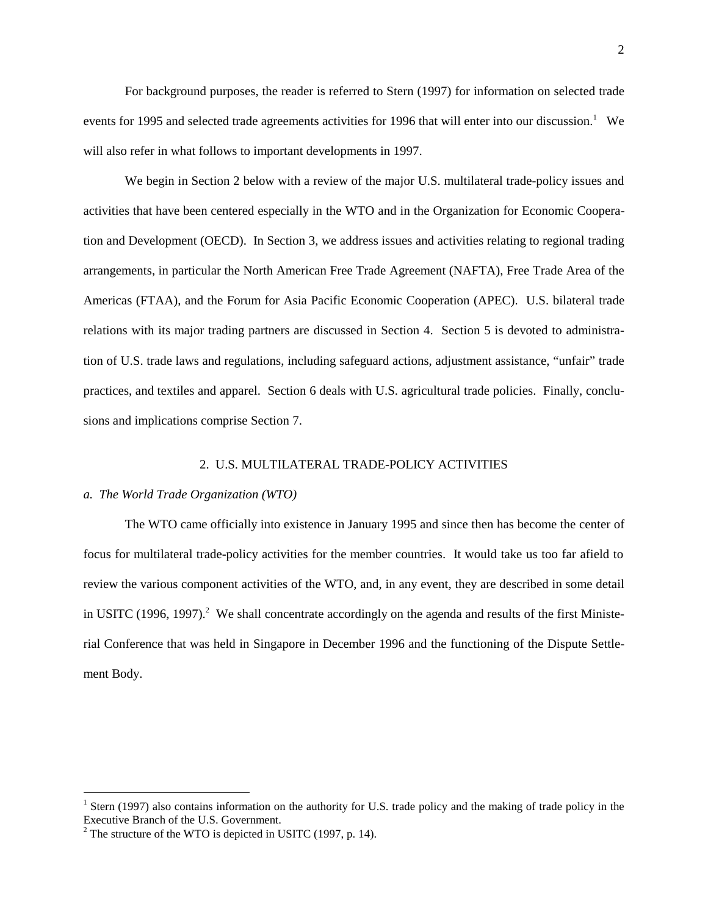For background purposes, the reader is referred to Stern (1997) for information on selected trade events for 1995 and selected trade agreements activities for 1996 that will enter into our discussion.[1] We will also refer in what follows to important developments in 1997.

We begin in Section 2 below with a review of the major U.S. multilateral trade-policy issues and activities that have been centered especially in the WTO and in the Organization for Economic Cooperation and Development (OECD). In Section 3, we address issues and activities relating to regional trading arrangements, in particular the North American Free Trade Agreement (NAFTA), Free Trade Area of the Americas (FTAA), and the Forum for Asia Pacific Economic Cooperation (APEC). U.S. bilateral trade relations with its major trading partners are discussed in Section 4. Section 5 is devoted to administration of U.S. trade laws and regulations, including safeguard actions, adjustment assistance, "unfair" trade practices, and textiles and apparel. Section 6 deals with U.S. agricultural trade policies. Finally, conclusions and implications comprise Section 7.

## 2. U.S. MULTILATERAL TRADE-POLICY ACTIVITIES

### *a. The World Trade Organization (WTO)*

The WTO came officially into existence in January 1995 and since then has become the center of focus for multilateral trade-policy activities for the member countries. It would take us too far afield to review the various component activities of the WTO, and, in any event, they are described in some detail in USITC (1996, 1997).[2] We shall concentrate accordingly on the agenda and results of the first Ministerial Conference that was held in Singapore in December 1996 and the functioning of the Dispute Settlement Body.

---

[1] Stern (1997) also contains information on the authority for U.S. trade policy and the making of trade policy in the Executive Branch of the U.S. Government.

[2] The structure of the WTO is depicted in USITC (1997, p. 14).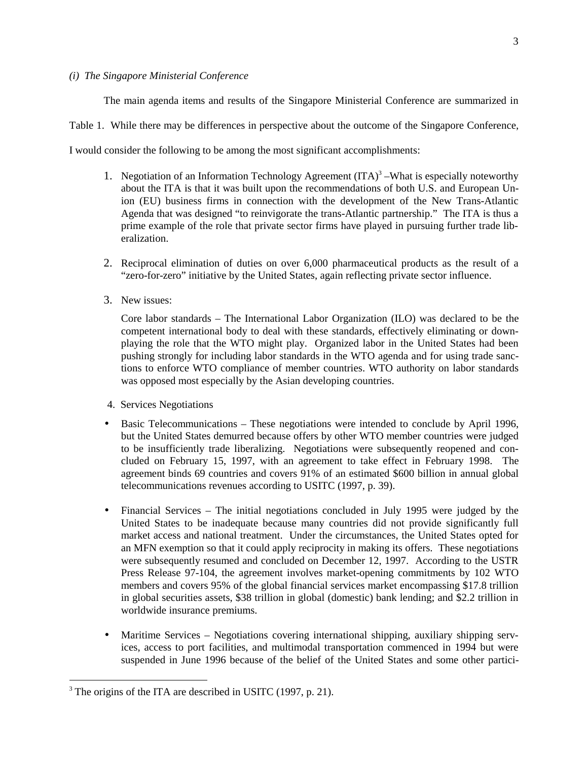*(i) The Singapore Ministerial Conference*

The main agenda items and results of the Singapore Ministerial Conference are summarized in Table 1. While there may be differences in perspective about the outcome of the Singapore Conference, I would consider the following to be among the most significant accomplishments:

1. Negotiation of an Information Technology Agreement (ITA)[3] –What is especially noteworthy about the ITA is that it was built upon the recommendations of both U.S. and European Union (EU) business firms in connection with the development of the New Trans-Atlantic Agenda that was designed "to reinvigorate the trans-Atlantic partnership." The ITA is thus a prime example of the role that private sector firms have played in pursuing further trade liberalization.

2. Reciprocal elimination of duties on over 6,000 pharmaceutical products as the result of a "zero-for-zero" initiative by the United States, again reflecting private sector influence.

3. New issues:

   Core labor standards – The International Labor Organization (ILO) was declared to be the competent international body to deal with these standards, effectively eliminating or downplaying the role that the WTO might play. Organized labor in the United States had been pushing strongly for including labor standards in the WTO agenda and for using trade sanctions to enforce WTO compliance of member countries. WTO authority on labor standards was opposed most especially by the Asian developing countries.

4. Services Negotiations

- Basic Telecommunications – These negotiations were intended to conclude by April 1996, but the United States demurred because offers by other WTO member countries were judged to be insufficiently trade liberalizing. Negotiations were subsequently reopened and concluded on February 15, 1997, with an agreement to take effect in February 1998. The agreement binds 69 countries and covers 91% of an estimated $600 billion in annual global telecommunications revenues according to USITC (1997, p. 39).

- Financial Services – The initial negotiations concluded in July 1995 were judged by the United States to be inadequate because many countries did not provide significantly full market access and national treatment. Under the circumstances, the United States opted for an MFN exemption so that it could apply reciprocity in making its offers. These negotiations were subsequently resumed and concluded on December 12, 1997. According to the USTR Press Release 97-104, the agreement involves market-opening commitments by 102 WTO members and covers 95% of the global financial services market encompassing $17.8 trillion in global securities assets, $38 trillion in global (domestic) bank lending; and $2.2 trillion in worldwide insurance premiums.

- Maritime Services – Negotiations covering international shipping, auxiliary shipping services, access to port facilities, and multimodal transportation commenced in 1994 but were suspended in June 1996 because of the belief of the United States and some other partici-

[3] The origins of the ITA are described in USITC (1997, p. 21).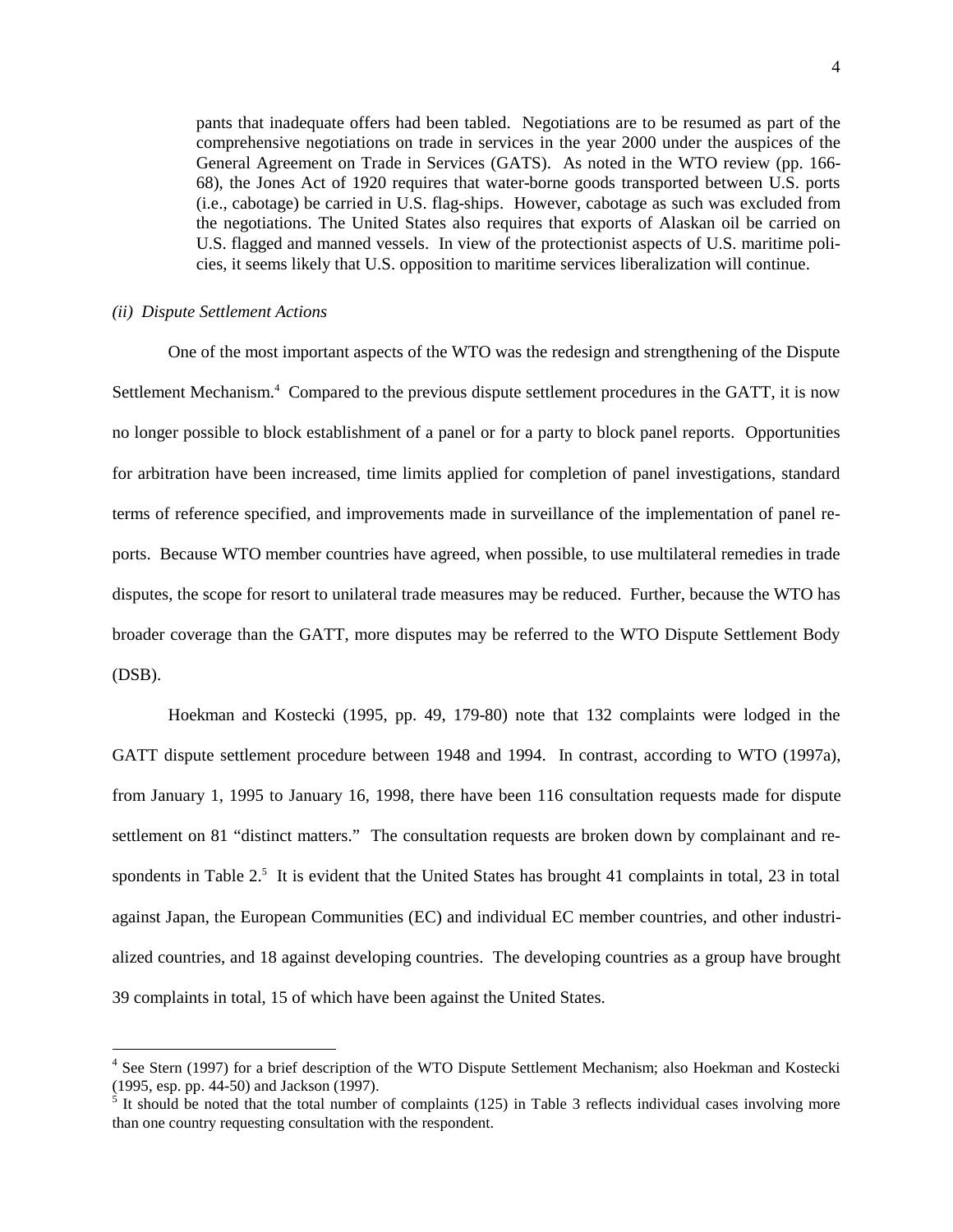pants that inadequate offers had been tabled. Negotiations are to be resumed as part of the comprehensive negotiations on trade in services in the year 2000 under the auspices of the General Agreement on Trade in Services (GATS). As noted in the WTO review (pp. 166-68), the Jones Act of 1920 requires that water-borne goods transported between U.S. ports (i.e., cabotage) be carried in U.S. flag-ships. However, cabotage as such was excluded from the negotiations. The United States also requires that exports of Alaskan oil be carried on U.S. flagged and manned vessels. In view of the protectionist aspects of U.S. maritime policies, it seems likely that U.S. opposition to maritime services liberalization will continue.

*(ii) Dispute Settlement Actions*

One of the most important aspects of the WTO was the redesign and strengthening of the Dispute Settlement Mechanism.[4] Compared to the previous dispute settlement procedures in the GATT, it is now no longer possible to block establishment of a panel or for a party to block panel reports. Opportunities for arbitration have been increased, time limits applied for completion of panel investigations, standard terms of reference specified, and improvements made in surveillance of the implementation of panel reports. Because WTO member countries have agreed, when possible, to use multilateral remedies in trade disputes, the scope for resort to unilateral trade measures may be reduced. Further, because the WTO has broader coverage than the GATT, more disputes may be referred to the WTO Dispute Settlement Body (DSB).

Hoekman and Kostecki (1995, pp. 49, 179-80) note that 132 complaints were lodged in the GATT dispute settlement procedure between 1948 and 1994. In contrast, according to WTO (1997a), from January 1, 1995 to January 16, 1998, there have been 116 consultation requests made for dispute settlement on 81 "distinct matters." The consultation requests are broken down by complainant and respondents in Table 2.[5] It is evident that the United States has brought 41 complaints in total, 23 in total against Japan, the European Communities (EC) and individual EC member countries, and other industrialized countries, and 18 against developing countries. The developing countries as a group have brought 39 complaints in total, 15 of which have been against the United States.

---

[4] See Stern (1997) for a brief description of the WTO Dispute Settlement Mechanism; also Hoekman and Kostecki (1995, esp. pp. 44-50) and Jackson (1997).

[5] It should be noted that the total number of complaints (125) in Table 3 reflects individual cases involving more than one country requesting consultation with the respondent.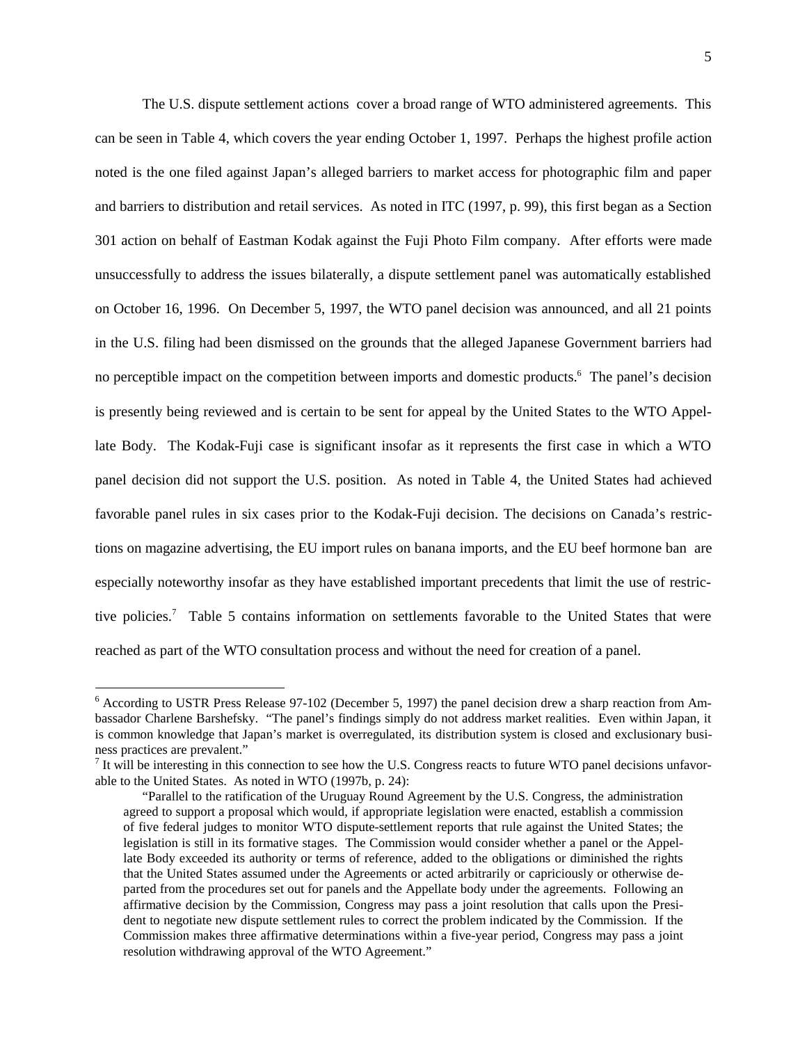The U.S. dispute settlement actions cover a broad range of WTO administered agreements. This can be seen in Table 4, which covers the year ending October 1, 1997. Perhaps the highest profile action noted is the one filed against Japan's alleged barriers to market access for photographic film and paper and barriers to distribution and retail services. As noted in ITC (1997, p. 99), this first began as a Section 301 action on behalf of Eastman Kodak against the Fuji Photo Film company. After efforts were made unsuccessfully to address the issues bilaterally, a dispute settlement panel was automatically established on October 16, 1996. On December 5, 1997, the WTO panel decision was announced, and all 21 points in the U.S. filing had been dismissed on the grounds that the alleged Japanese Government barriers had no perceptible impact on the competition between imports and domestic products.[6] The panel's decision is presently being reviewed and is certain to be sent for appeal by the United States to the WTO Appellate Body. The Kodak-Fuji case is significant insofar as it represents the first case in which a WTO panel decision did not support the U.S. position. As noted in Table 4, the United States had achieved favorable panel rules in six cases prior to the Kodak-Fuji decision. The decisions on Canada's restrictions on magazine advertising, the EU import rules on banana imports, and the EU beef hormone ban are especially noteworthy insofar as they have established important precedents that limit the use of restrictive policies.[7] Table 5 contains information on settlements favorable to the United States that were reached as part of the WTO consultation process and without the need for creation of a panel.

---

[6] According to USTR Press Release 97-102 (December 5, 1997) the panel decision drew a sharp reaction from Ambassador Charlene Barshefsky. "The panel's findings simply do not address market realities. Even within Japan, it is common knowledge that Japan's market is overregulated, its distribution system is closed and exclusionary business practices are prevalent."

[7] It will be interesting in this connection to see how the U.S. Congress reacts to future WTO panel decisions unfavorable to the United States. As noted in WTO (1997b, p. 24):

> "Parallel to the ratification of the Uruguay Round Agreement by the U.S. Congress, the administration agreed to support a proposal which would, if appropriate legislation were enacted, establish a commission of five federal judges to monitor WTO dispute-settlement reports that rule against the United States; the legislation is still in its formative stages. The Commission would consider whether a panel or the Appellate Body exceeded its authority or terms of reference, added to the obligations or diminished the rights that the United States assumed under the Agreements or acted arbitrarily or capriciously or otherwise departed from the procedures set out for panels and the Appellate body under the agreements. Following an affirmative decision by the Commission, Congress may pass a joint resolution that calls upon the President to negotiate new dispute settlement rules to correct the problem indicated by the Commission. If the Commission makes three affirmative determinations within a five-year period, Congress may pass a joint resolution withdrawing approval of the WTO Agreement."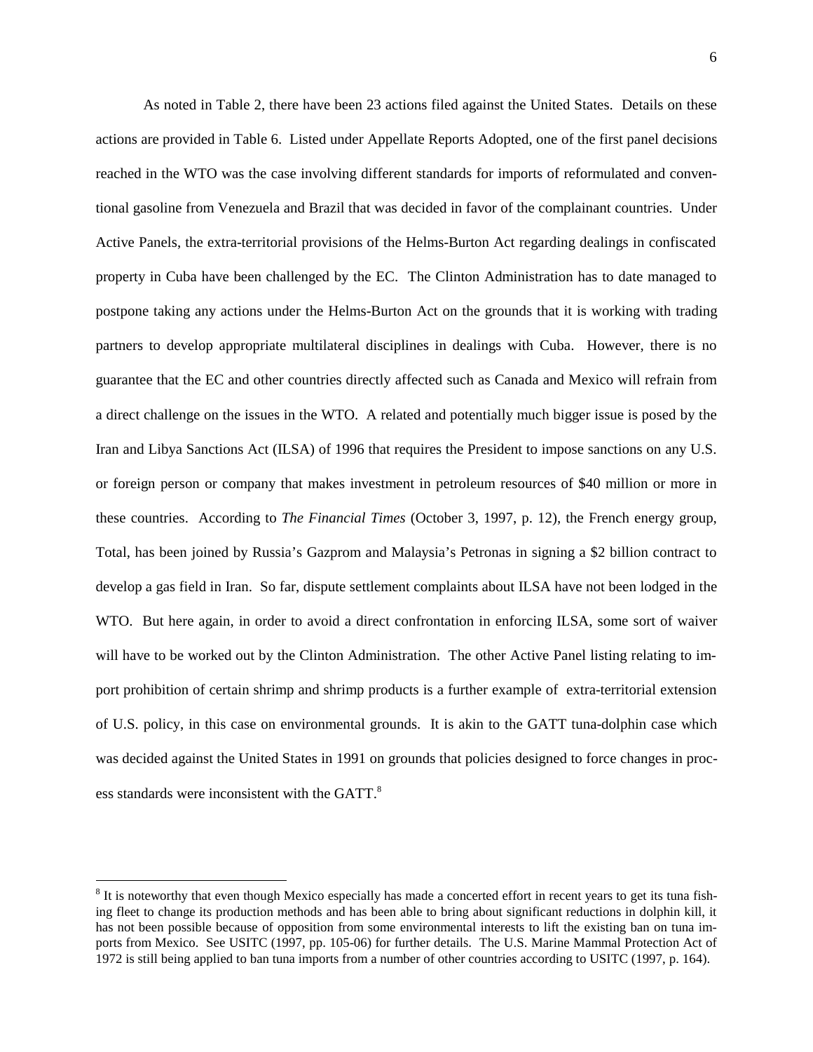As noted in Table 2, there have been 23 actions filed against the United States. Details on these actions are provided in Table 6. Listed under Appellate Reports Adopted, one of the first panel decisions reached in the WTO was the case involving different standards for imports of reformulated and conventional gasoline from Venezuela and Brazil that was decided in favor of the complainant countries. Under Active Panels, the extra-territorial provisions of the Helms-Burton Act regarding dealings in confiscated property in Cuba have been challenged by the EC. The Clinton Administration has to date managed to postpone taking any actions under the Helms-Burton Act on the grounds that it is working with trading partners to develop appropriate multilateral disciplines in dealings with Cuba. However, there is no guarantee that the EC and other countries directly affected such as Canada and Mexico will refrain from a direct challenge on the issues in the WTO. A related and potentially much bigger issue is posed by the Iran and Libya Sanctions Act (ILSA) of 1996 that requires the President to impose sanctions on any U.S. or foreign person or company that makes investment in petroleum resources of $40 million or more in these countries. According to *The Financial Times* (October 3, 1997, p. 12), the French energy group, Total, has been joined by Russia's Gazprom and Malaysia's Petronas in signing a $2 billion contract to develop a gas field in Iran. So far, dispute settlement complaints about ILSA have not been lodged in the WTO. But here again, in order to avoid a direct confrontation in enforcing ILSA, some sort of waiver will have to be worked out by the Clinton Administration. The other Active Panel listing relating to import prohibition of certain shrimp and shrimp products is a further example of extra-territorial extension of U.S. policy, in this case on environmental grounds. It is akin to the GATT tuna-dolphin case which was decided against the United States in 1991 on grounds that policies designed to force changes in process standards were inconsistent with the GATT.[8]

---

[8] It is noteworthy that even though Mexico especially has made a concerted effort in recent years to get its tuna fishing fleet to change its production methods and has been able to bring about significant reductions in dolphin kill, it has not been possible because of opposition from some environmental interests to lift the existing ban on tuna imports from Mexico. See USITC (1997, pp. 105-06) for further details. The U.S. Marine Mammal Protection Act of 1972 is still being applied to ban tuna imports from a number of other countries according to USITC (1997, p. 164).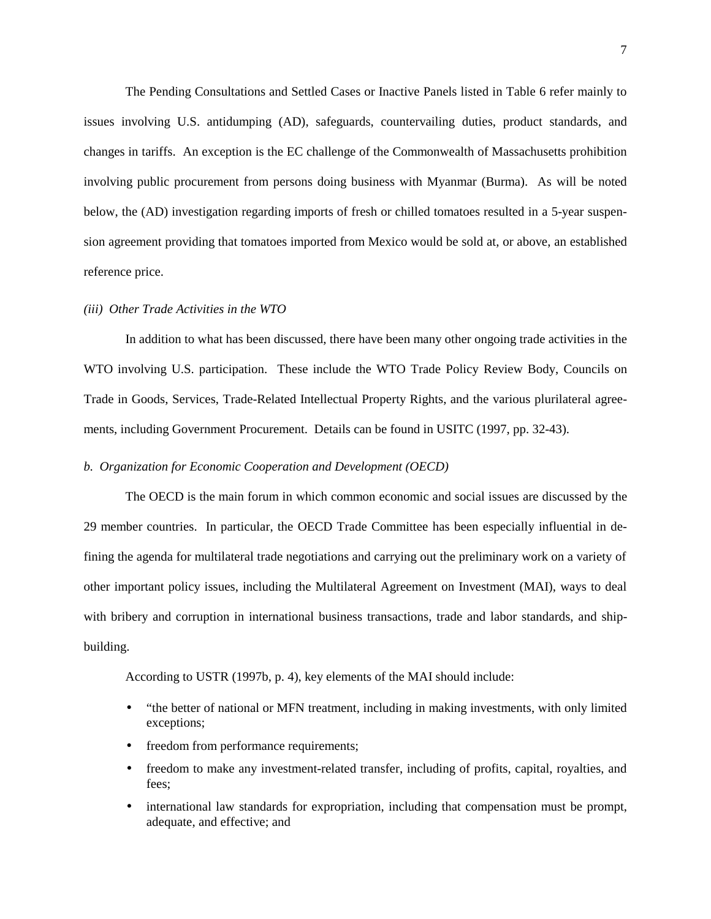The Pending Consultations and Settled Cases or Inactive Panels listed in Table 6 refer mainly to issues involving U.S. antidumping (AD), safeguards, countervailing duties, product standards, and changes in tariffs. An exception is the EC challenge of the Commonwealth of Massachusetts prohibition involving public procurement from persons doing business with Myanmar (Burma). As will be noted below, the (AD) investigation regarding imports of fresh or chilled tomatoes resulted in a 5-year suspension agreement providing that tomatoes imported from Mexico would be sold at, or above, an established reference price.

*(iii) Other Trade Activities in the WTO*

In addition to what has been discussed, there have been many other ongoing trade activities in the WTO involving U.S. participation. These include the WTO Trade Policy Review Body, Councils on Trade in Goods, Services, Trade-Related Intellectual Property Rights, and the various plurilateral agreements, including Government Procurement. Details can be found in USITC (1997, pp. 32-43).

*b. Organization for Economic Cooperation and Development (OECD)*

The OECD is the main forum in which common economic and social issues are discussed by the 29 member countries. In particular, the OECD Trade Committee has been especially influential in defining the agenda for multilateral trade negotiations and carrying out the preliminary work on a variety of other important policy issues, including the Multilateral Agreement on Investment (MAI), ways to deal with bribery and corruption in international business transactions, trade and labor standards, and shipbuilding.

According to USTR (1997b, p. 4), key elements of the MAI should include:

- "the better of national or MFN treatment, including in making investments, with only limited exceptions;
- freedom from performance requirements;
- freedom to make any investment-related transfer, including of profits, capital, royalties, and fees;
- international law standards for expropriation, including that compensation must be prompt, adequate, and effective; and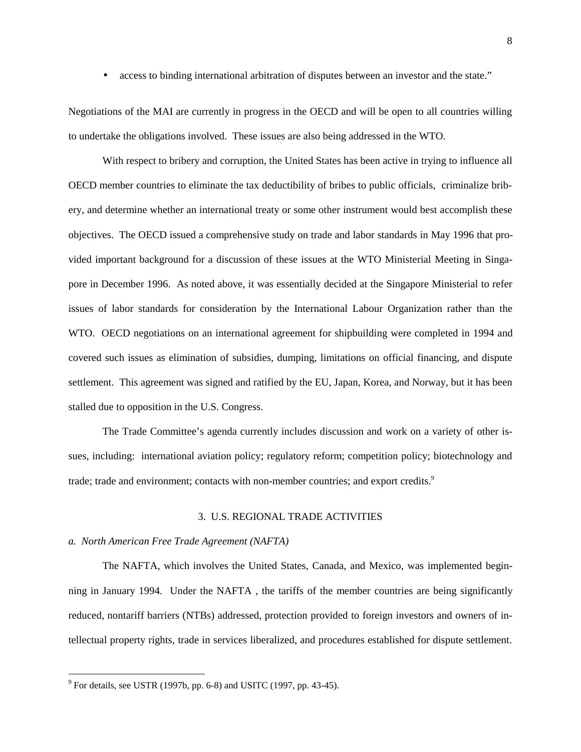- access to binding international arbitration of disputes between an investor and the state."

Negotiations of the MAI are currently in progress in the OECD and will be open to all countries willing to undertake the obligations involved. These issues are also being addressed in the WTO.

With respect to bribery and corruption, the United States has been active in trying to influence all OECD member countries to eliminate the tax deductibility of bribes to public officials, criminalize bribery, and determine whether an international treaty or some other instrument would best accomplish these objectives. The OECD issued a comprehensive study on trade and labor standards in May 1996 that provided important background for a discussion of these issues at the WTO Ministerial Meeting in Singapore in December 1996. As noted above, it was essentially decided at the Singapore Ministerial to refer issues of labor standards for consideration by the International Labour Organization rather than the WTO. OECD negotiations on an international agreement for shipbuilding were completed in 1994 and covered such issues as elimination of subsidies, dumping, limitations on official financing, and dispute settlement. This agreement was signed and ratified by the EU, Japan, Korea, and Norway, but it has been stalled due to opposition in the U.S. Congress.

The Trade Committee's agenda currently includes discussion and work on a variety of other issues, including: international aviation policy; regulatory reform; competition policy; biotechnology and trade; trade and environment; contacts with non-member countries; and export credits.[9]

## 3. U.S. REGIONAL TRADE ACTIVITIES

### *a. North American Free Trade Agreement (NAFTA)*

The NAFTA, which involves the United States, Canada, and Mexico, was implemented beginning in January 1994. Under the NAFTA , the tariffs of the member countries are being significantly reduced, nontariff barriers (NTBs) addressed, protection provided to foreign investors and owners of intellectual property rights, trade in services liberalized, and procedures established for dispute settlement.

---

[9] For details, see USTR (1997b, pp. 6-8) and USITC (1997, pp. 43-45).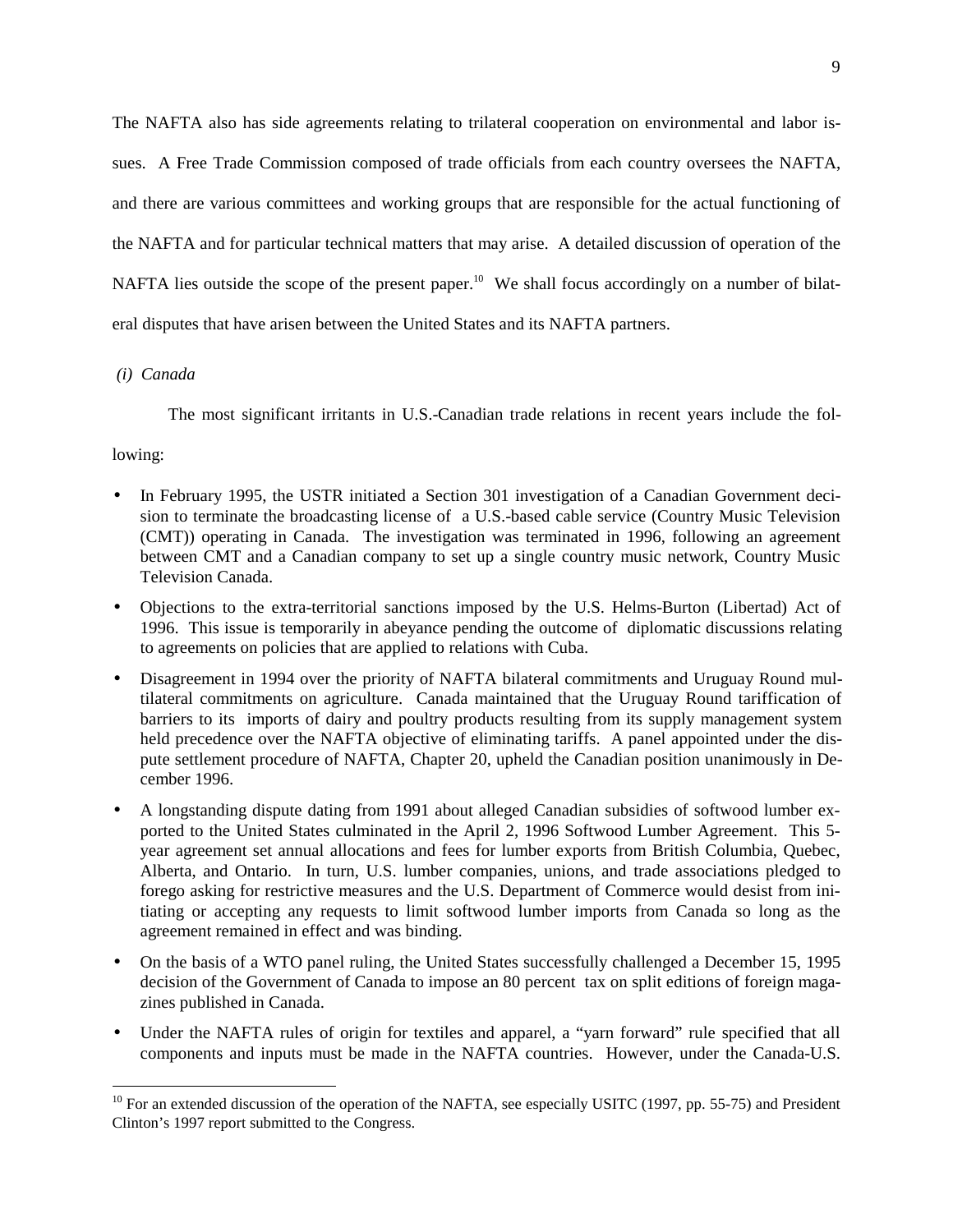The NAFTA also has side agreements relating to trilateral cooperation on environmental and labor issues. A Free Trade Commission composed of trade officials from each country oversees the NAFTA, and there are various committees and working groups that are responsible for the actual functioning of the NAFTA and for particular technical matters that may arise. A detailed discussion of operation of the NAFTA lies outside the scope of the present paper.[10] We shall focus accordingly on a number of bilateral disputes that have arisen between the United States and its NAFTA partners.

*(i) Canada*

The most significant irritants in U.S.-Canadian trade relations in recent years include the following:

- In February 1995, the USTR initiated a Section 301 investigation of a Canadian Government decision to terminate the broadcasting license of a U.S.-based cable service (Country Music Television (CMT)) operating in Canada. The investigation was terminated in 1996, following an agreement between CMT and a Canadian company to set up a single country music network, Country Music Television Canada.
- Objections to the extra-territorial sanctions imposed by the U.S. Helms-Burton (Libertad) Act of 1996. This issue is temporarily in abeyance pending the outcome of diplomatic discussions relating to agreements on policies that are applied to relations with Cuba.
- Disagreement in 1994 over the priority of NAFTA bilateral commitments and Uruguay Round multilateral commitments on agriculture. Canada maintained that the Uruguay Round tariffication of barriers to its imports of dairy and poultry products resulting from its supply management system held precedence over the NAFTA objective of eliminating tariffs. A panel appointed under the dispute settlement procedure of NAFTA, Chapter 20, upheld the Canadian position unanimously in December 1996.
- A longstanding dispute dating from 1991 about alleged Canadian subsidies of softwood lumber exported to the United States culminated in the April 2, 1996 Softwood Lumber Agreement. This 5-year agreement set annual allocations and fees for lumber exports from British Columbia, Quebec, Alberta, and Ontario. In turn, U.S. lumber companies, unions, and trade associations pledged to forego asking for restrictive measures and the U.S. Department of Commerce would desist from initiating or accepting any requests to limit softwood lumber imports from Canada so long as the agreement remained in effect and was binding.
- On the basis of a WTO panel ruling, the United States successfully challenged a December 15, 1995 decision of the Government of Canada to impose an 80 percent tax on split editions of foreign magazines published in Canada.
- Under the NAFTA rules of origin for textiles and apparel, a "yarn forward" rule specified that all components and inputs must be made in the NAFTA countries. However, under the Canada-U.S.

[10] For an extended discussion of the operation of the NAFTA, see especially USITC (1997, pp. 55-75) and President Clinton's 1997 report submitted to the Congress.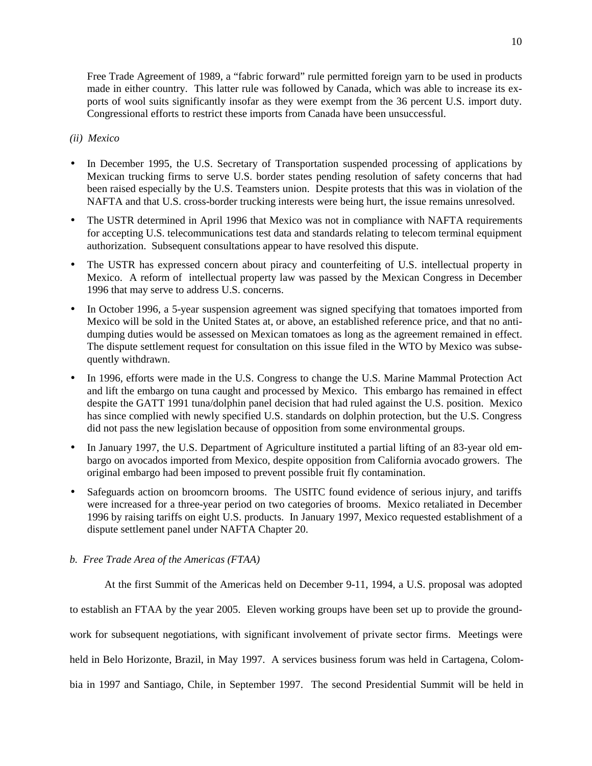Free Trade Agreement of 1989, a "fabric forward" rule permitted foreign yarn to be used in products made in either country. This latter rule was followed by Canada, which was able to increase its exports of wool suits significantly insofar as they were exempt from the 36 percent U.S. import duty. Congressional efforts to restrict these imports from Canada have been unsuccessful.

*(ii) Mexico*

- In December 1995, the U.S. Secretary of Transportation suspended processing of applications by Mexican trucking firms to serve U.S. border states pending resolution of safety concerns that had been raised especially by the U.S. Teamsters union. Despite protests that this was in violation of the NAFTA and that U.S. cross-border trucking interests were being hurt, the issue remains unresolved.
- The USTR determined in April 1996 that Mexico was not in compliance with NAFTA requirements for accepting U.S. telecommunications test data and standards relating to telecom terminal equipment authorization. Subsequent consultations appear to have resolved this dispute.
- The USTR has expressed concern about piracy and counterfeiting of U.S. intellectual property in Mexico. A reform of intellectual property law was passed by the Mexican Congress in December 1996 that may serve to address U.S. concerns.
- In October 1996, a 5-year suspension agreement was signed specifying that tomatoes imported from Mexico will be sold in the United States at, or above, an established reference price, and that no anti-dumping duties would be assessed on Mexican tomatoes as long as the agreement remained in effect. The dispute settlement request for consultation on this issue filed in the WTO by Mexico was subsequently withdrawn.
- In 1996, efforts were made in the U.S. Congress to change the U.S. Marine Mammal Protection Act and lift the embargo on tuna caught and processed by Mexico. This embargo has remained in effect despite the GATT 1991 tuna/dolphin panel decision that had ruled against the U.S. position. Mexico has since complied with newly specified U.S. standards on dolphin protection, but the U.S. Congress did not pass the new legislation because of opposition from some environmental groups.
- In January 1997, the U.S. Department of Agriculture instituted a partial lifting of an 83-year old embargo on avocados imported from Mexico, despite opposition from California avocado growers. The original embargo had been imposed to prevent possible fruit fly contamination.
- Safeguards action on broomcorn brooms. The USITC found evidence of serious injury, and tariffs were increased for a three-year period on two categories of brooms. Mexico retaliated in December 1996 by raising tariffs on eight U.S. products. In January 1997, Mexico requested establishment of a dispute settlement panel under NAFTA Chapter 20.

*b. Free Trade Area of the Americas (FTAA)*

At the first Summit of the Americas held on December 9-11, 1994, a U.S. proposal was adopted to establish an FTAA by the year 2005. Eleven working groups have been set up to provide the groundwork for subsequent negotiations, with significant involvement of private sector firms. Meetings were held in Belo Horizonte, Brazil, in May 1997. A services business forum was held in Cartagena, Colombia in 1997 and Santiago, Chile, in September 1997. The second Presidential Summit will be held in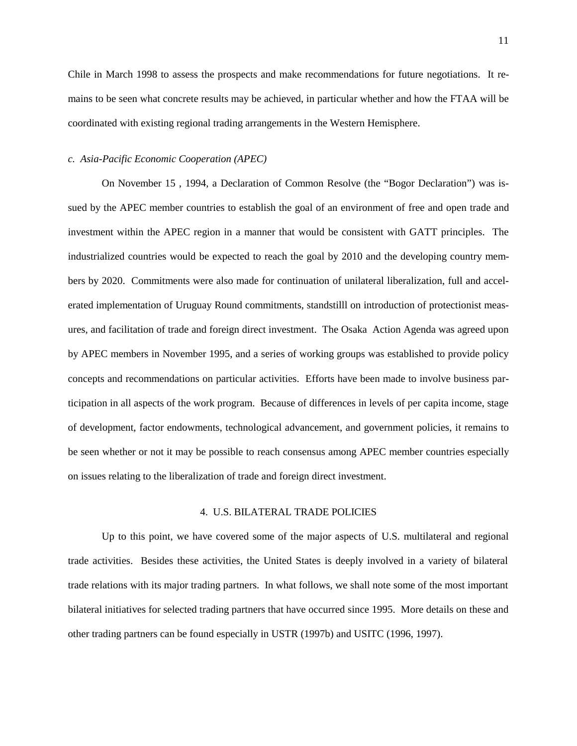Chile in March 1998 to assess the prospects and make recommendations for future negotiations. It remains to be seen what concrete results may be achieved, in particular whether and how the FTAA will be coordinated with existing regional trading arrangements in the Western Hemisphere.

### *c. Asia-Pacific Economic Cooperation (APEC)*

On November 15 , 1994, a Declaration of Common Resolve (the "Bogor Declaration") was issued by the APEC member countries to establish the goal of an environment of free and open trade and investment within the APEC region in a manner that would be consistent with GATT principles. The industrialized countries would be expected to reach the goal by 2010 and the developing country members by 2020. Commitments were also made for continuation of unilateral liberalization, full and accelerated implementation of Uruguay Round commitments, standstilll on introduction of protectionist measures, and facilitation of trade and foreign direct investment. The Osaka Action Agenda was agreed upon by APEC members in November 1995, and a series of working groups was established to provide policy concepts and recommendations on particular activities. Efforts have been made to involve business participation in all aspects of the work program. Because of differences in levels of per capita income, stage of development, factor endowments, technological advancement, and government policies, it remains to be seen whether or not it may be possible to reach consensus among APEC member countries especially on issues relating to the liberalization of trade and foreign direct investment.

## 4. U.S. BILATERAL TRADE POLICIES

Up to this point, we have covered some of the major aspects of U.S. multilateral and regional trade activities. Besides these activities, the United States is deeply involved in a variety of bilateral trade relations with its major trading partners. In what follows, we shall note some of the most important bilateral initiatives for selected trading partners that have occurred since 1995. More details on these and other trading partners can be found especially in USTR (1997b) and USITC (1996, 1997).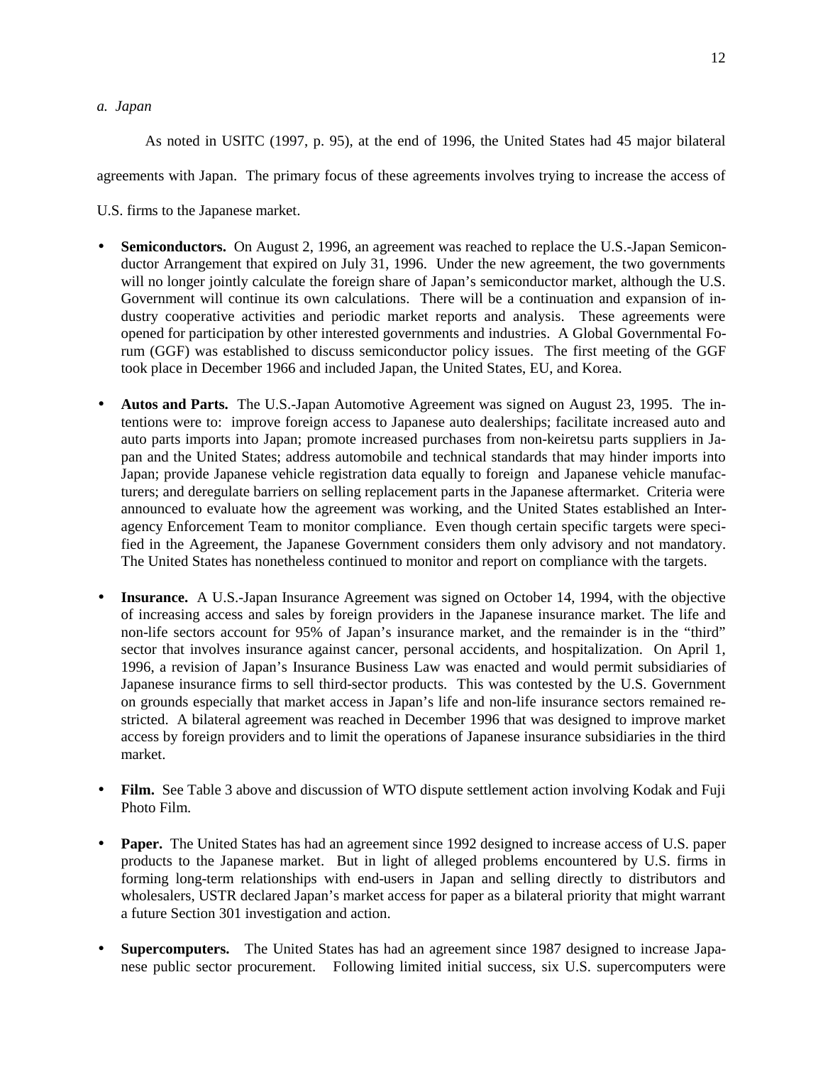*a. Japan*

As noted in USITC (1997, p. 95), at the end of 1996, the United States had 45 major bilateral agreements with Japan. The primary focus of these agreements involves trying to increase the access of U.S. firms to the Japanese market.

- **Semiconductors.** On August 2, 1996, an agreement was reached to replace the U.S.-Japan Semiconductor Arrangement that expired on July 31, 1996. Under the new agreement, the two governments will no longer jointly calculate the foreign share of Japan's semiconductor market, although the U.S. Government will continue its own calculations. There will be a continuation and expansion of industry cooperative activities and periodic market reports and analysis. These agreements were opened for participation by other interested governments and industries. A Global Governmental Forum (GGF) was established to discuss semiconductor policy issues. The first meeting of the GGF took place in December 1966 and included Japan, the United States, EU, and Korea.

- **Autos and Parts.** The U.S.-Japan Automotive Agreement was signed on August 23, 1995. The intentions were to: improve foreign access to Japanese auto dealerships; facilitate increased auto and auto parts imports into Japan; promote increased purchases from non-keiretsu parts suppliers in Japan and the United States; address automobile and technical standards that may hinder imports into Japan; provide Japanese vehicle registration data equally to foreign and Japanese vehicle manufacturers; and deregulate barriers on selling replacement parts in the Japanese aftermarket. Criteria were announced to evaluate how the agreement was working, and the United States established an Interagency Enforcement Team to monitor compliance. Even though certain specific targets were specified in the Agreement, the Japanese Government considers them only advisory and not mandatory. The United States has nonetheless continued to monitor and report on compliance with the targets.

- **Insurance.** A U.S.-Japan Insurance Agreement was signed on October 14, 1994, with the objective of increasing access and sales by foreign providers in the Japanese insurance market. The life and non-life sectors account for 95% of Japan's insurance market, and the remainder is in the "third" sector that involves insurance against cancer, personal accidents, and hospitalization. On April 1, 1996, a revision of Japan's Insurance Business Law was enacted and would permit subsidiaries of Japanese insurance firms to sell third-sector products. This was contested by the U.S. Government on grounds especially that market access in Japan's life and non-life insurance sectors remained restricted. A bilateral agreement was reached in December 1996 that was designed to improve market access by foreign providers and to limit the operations of Japanese insurance subsidiaries in the third market.

- **Film.** See Table 3 above and discussion of WTO dispute settlement action involving Kodak and Fuji Photo Film.

- **Paper.** The United States has had an agreement since 1992 designed to increase access of U.S. paper products to the Japanese market. But in light of alleged problems encountered by U.S. firms in forming long-term relationships with end-users in Japan and selling directly to distributors and wholesalers, USTR declared Japan's market access for paper as a bilateral priority that might warrant a future Section 301 investigation and action.

- **Supercomputers.** The United States has had an agreement since 1987 designed to increase Japanese public sector procurement. Following limited initial success, six U.S. supercomputers were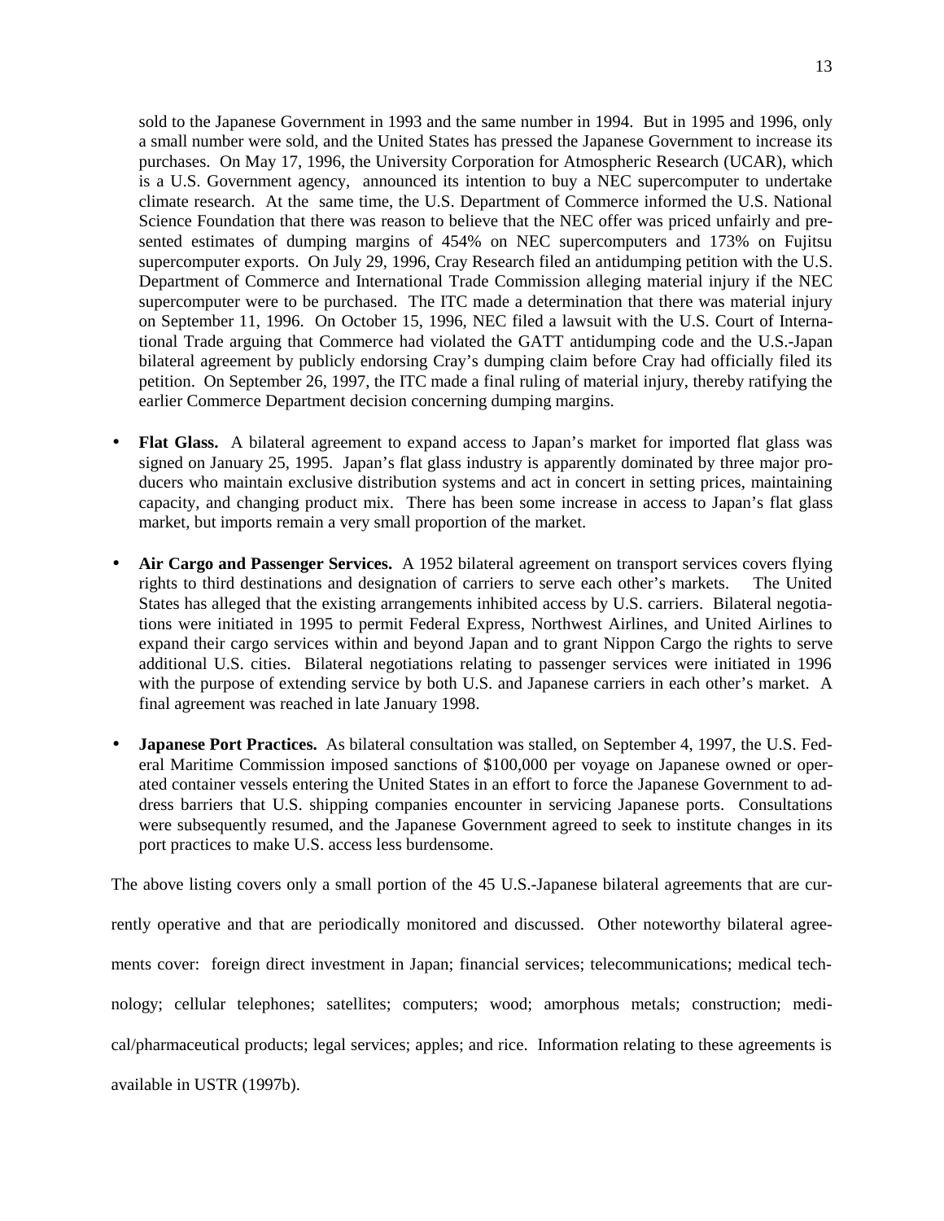sold to the Japanese Government in 1993 and the same number in 1994. But in 1995 and 1996, only a small number were sold, and the United States has pressed the Japanese Government to increase its purchases. On May 17, 1996, the University Corporation for Atmospheric Research (UCAR), which is a U.S. Government agency, announced its intention to buy a NEC supercomputer to undertake climate research. At the same time, the U.S. Department of Commerce informed the U.S. National Science Foundation that there was reason to believe that the NEC offer was priced unfairly and presented estimates of dumping margins of 454% on NEC supercomputers and 173% on Fujitsu supercomputer exports. On July 29, 1996, Cray Research filed an antidumping petition with the U.S. Department of Commerce and International Trade Commission alleging material injury if the NEC supercomputer were to be purchased. The ITC made a determination that there was material injury on September 11, 1996. On October 15, 1996, NEC filed a lawsuit with the U.S. Court of International Trade arguing that Commerce had violated the GATT antidumping code and the U.S.-Japan bilateral agreement by publicly endorsing Cray's dumping claim before Cray had officially filed its petition. On September 26, 1997, the ITC made a final ruling of material injury, thereby ratifying the earlier Commerce Department decision concerning dumping margins.

- **Flat Glass.** A bilateral agreement to expand access to Japan's market for imported flat glass was signed on January 25, 1995. Japan's flat glass industry is apparently dominated by three major producers who maintain exclusive distribution systems and act in concert in setting prices, maintaining capacity, and changing product mix. There has been some increase in access to Japan's flat glass market, but imports remain a very small proportion of the market.

- **Air Cargo and Passenger Services.** A 1952 bilateral agreement on transport services covers flying rights to third destinations and designation of carriers to serve each other's markets. The United States has alleged that the existing arrangements inhibited access by U.S. carriers. Bilateral negotiations were initiated in 1995 to permit Federal Express, Northwest Airlines, and United Airlines to expand their cargo services within and beyond Japan and to grant Nippon Cargo the rights to serve additional U.S. cities. Bilateral negotiations relating to passenger services were initiated in 1996 with the purpose of extending service by both U.S. and Japanese carriers in each other's market. A final agreement was reached in late January 1998.

- **Japanese Port Practices.** As bilateral consultation was stalled, on September 4, 1997, the U.S. Federal Maritime Commission imposed sanctions of $100,000 per voyage on Japanese owned or operated container vessels entering the United States in an effort to force the Japanese Government to address barriers that U.S. shipping companies encounter in servicing Japanese ports. Consultations were subsequently resumed, and the Japanese Government agreed to seek to institute changes in its port practices to make U.S. access less burdensome.

The above listing covers only a small portion of the 45 U.S.-Japanese bilateral agreements that are currently operative and that are periodically monitored and discussed. Other noteworthy bilateral agreements cover: foreign direct investment in Japan; financial services; telecommunications; medical technology; cellular telephones; satellites; computers; wood; amorphous metals; construction; medical/pharmaceutical products; legal services; apples; and rice. Information relating to these agreements is available in USTR (1997b).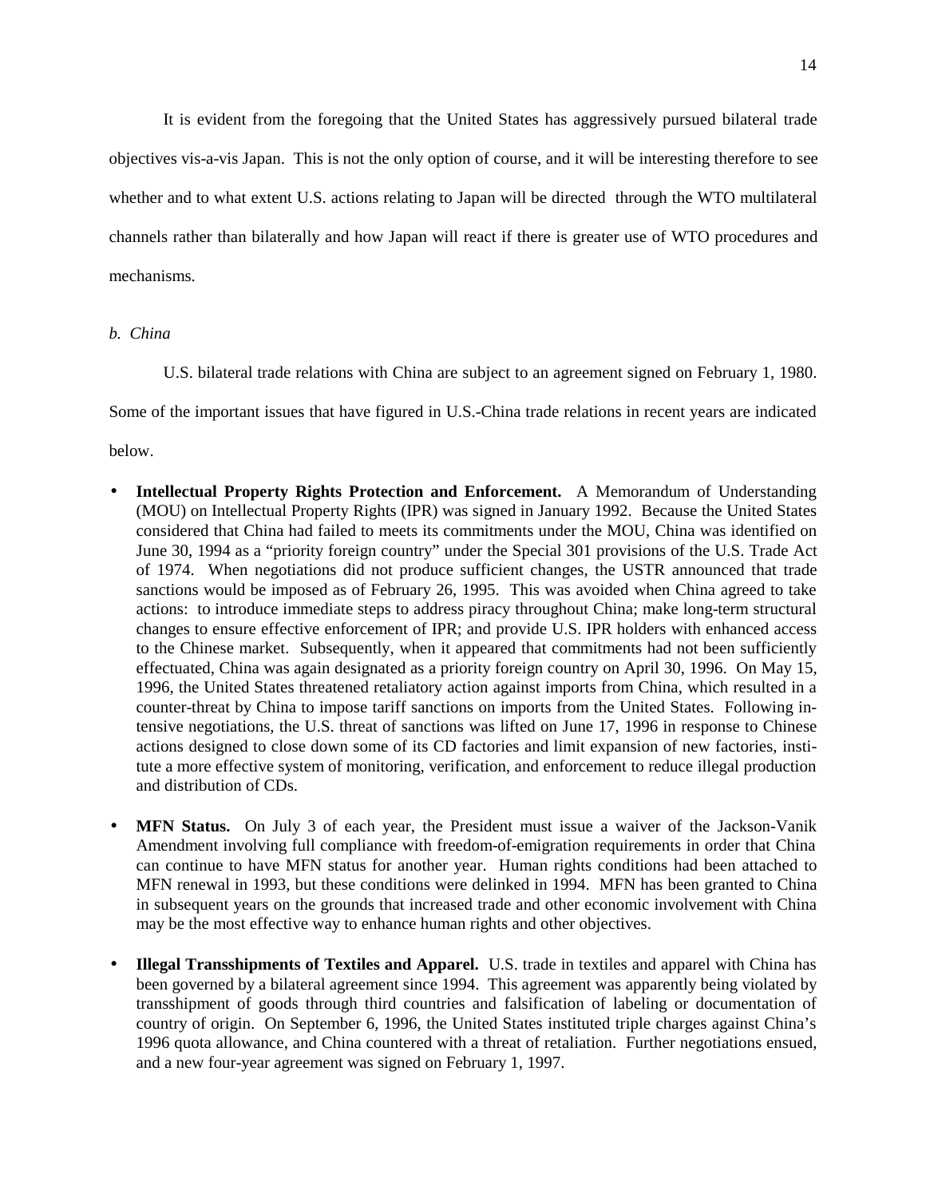It is evident from the foregoing that the United States has aggressively pursued bilateral trade objectives vis-a-vis Japan. This is not the only option of course, and it will be interesting therefore to see whether and to what extent U.S. actions relating to Japan will be directed through the WTO multilateral channels rather than bilaterally and how Japan will react if there is greater use of WTO procedures and mechanisms.

*b. China*

U.S. bilateral trade relations with China are subject to an agreement signed on February 1, 1980. Some of the important issues that have figured in U.S.-China trade relations in recent years are indicated below.

- **Intellectual Property Rights Protection and Enforcement.** A Memorandum of Understanding (MOU) on Intellectual Property Rights (IPR) was signed in January 1992. Because the United States considered that China had failed to meets its commitments under the MOU, China was identified on June 30, 1994 as a "priority foreign country" under the Special 301 provisions of the U.S. Trade Act of 1974. When negotiations did not produce sufficient changes, the USTR announced that trade sanctions would be imposed as of February 26, 1995. This was avoided when China agreed to take actions: to introduce immediate steps to address piracy throughout China; make long-term structural changes to ensure effective enforcement of IPR; and provide U.S. IPR holders with enhanced access to the Chinese market. Subsequently, when it appeared that commitments had not been sufficiently effectuated, China was again designated as a priority foreign country on April 30, 1996. On May 15, 1996, the United States threatened retaliatory action against imports from China, which resulted in a counter-threat by China to impose tariff sanctions on imports from the United States. Following intensive negotiations, the U.S. threat of sanctions was lifted on June 17, 1996 in response to Chinese actions designed to close down some of its CD factories and limit expansion of new factories, institute a more effective system of monitoring, verification, and enforcement to reduce illegal production and distribution of CDs.

- **MFN Status.** On July 3 of each year, the President must issue a waiver of the Jackson-Vanik Amendment involving full compliance with freedom-of-emigration requirements in order that China can continue to have MFN status for another year. Human rights conditions had been attached to MFN renewal in 1993, but these conditions were delinked in 1994. MFN has been granted to China in subsequent years on the grounds that increased trade and other economic involvement with China may be the most effective way to enhance human rights and other objectives.

- **Illegal Transshipments of Textiles and Apparel.** U.S. trade in textiles and apparel with China has been governed by a bilateral agreement since 1994. This agreement was apparently being violated by transshipment of goods through third countries and falsification of labeling or documentation of country of origin. On September 6, 1996, the United States instituted triple charges against China's 1996 quota allowance, and China countered with a threat of retaliation. Further negotiations ensued, and a new four-year agreement was signed on February 1, 1997.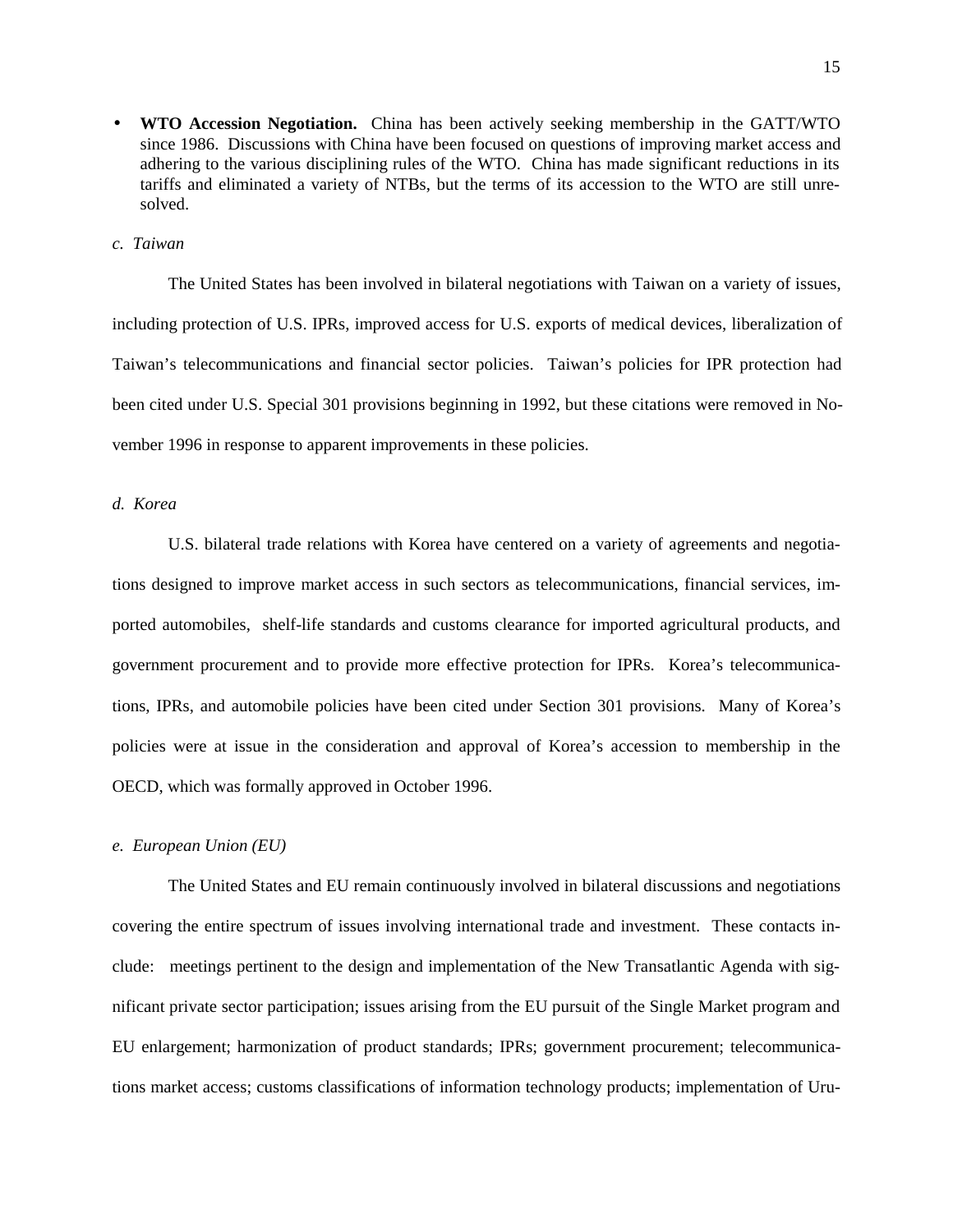- **WTO Accession Negotiation.** China has been actively seeking membership in the GATT/WTO since 1986. Discussions with China have been focused on questions of improving market access and adhering to the various disciplining rules of the WTO. China has made significant reductions in its tariffs and eliminated a variety of NTBs, but the terms of its accession to the WTO are still unresolved.

*c. Taiwan*

The United States has been involved in bilateral negotiations with Taiwan on a variety of issues, including protection of U.S. IPRs, improved access for U.S. exports of medical devices, liberalization of Taiwan's telecommunications and financial sector policies. Taiwan's policies for IPR protection had been cited under U.S. Special 301 provisions beginning in 1992, but these citations were removed in November 1996 in response to apparent improvements in these policies.

*d. Korea*

U.S. bilateral trade relations with Korea have centered on a variety of agreements and negotiations designed to improve market access in such sectors as telecommunications, financial services, imported automobiles, shelf-life standards and customs clearance for imported agricultural products, and government procurement and to provide more effective protection for IPRs. Korea's telecommunications, IPRs, and automobile policies have been cited under Section 301 provisions. Many of Korea's policies were at issue in the consideration and approval of Korea's accession to membership in the OECD, which was formally approved in October 1996.

*e. European Union (EU)*

The United States and EU remain continuously involved in bilateral discussions and negotiations covering the entire spectrum of issues involving international trade and investment. These contacts include: meetings pertinent to the design and implementation of the New Transatlantic Agenda with significant private sector participation; issues arising from the EU pursuit of the Single Market program and EU enlargement; harmonization of product standards; IPRs; government procurement; telecommunications market access; customs classifications of information technology products; implementation of Uru-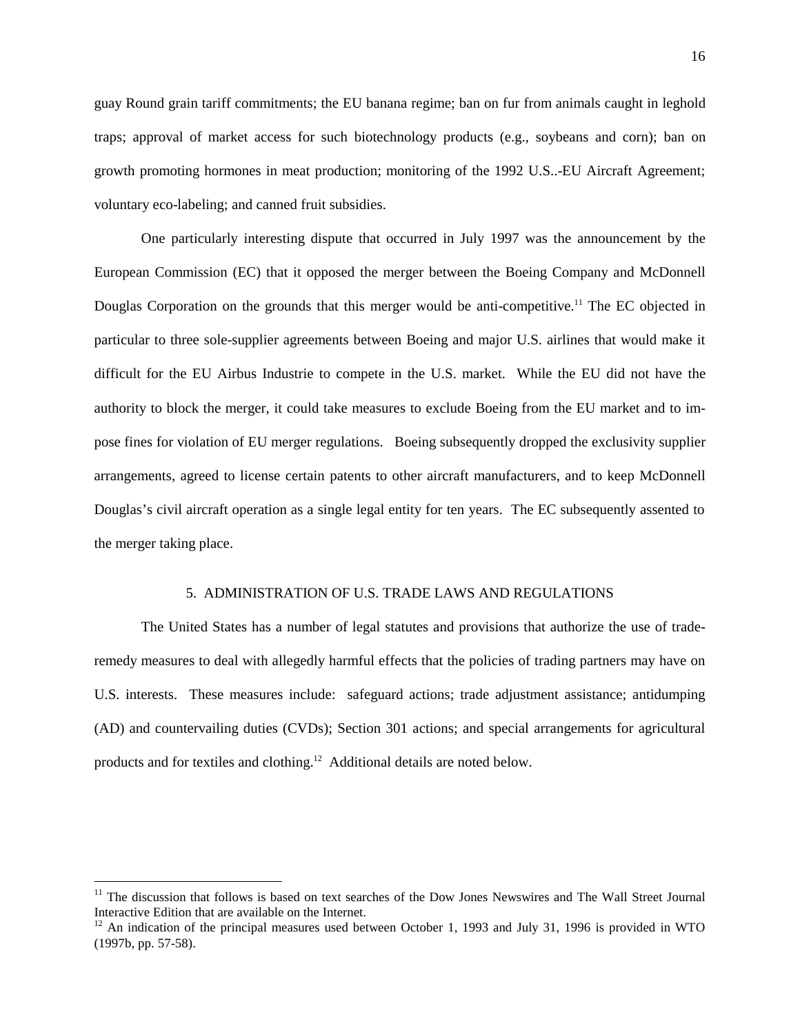guay Round grain tariff commitments; the EU banana regime; ban on fur from animals caught in leghold traps; approval of market access for such biotechnology products (e.g., soybeans and corn); ban on growth promoting hormones in meat production; monitoring of the 1992 U.S..-EU Aircraft Agreement; voluntary eco-labeling; and canned fruit subsidies.

One particularly interesting dispute that occurred in July 1997 was the announcement by the European Commission (EC) that it opposed the merger between the Boeing Company and McDonnell Douglas Corporation on the grounds that this merger would be anti-competitive.[11] The EC objected in particular to three sole-supplier agreements between Boeing and major U.S. airlines that would make it difficult for the EU Airbus Industrie to compete in the U.S. market. While the EU did not have the authority to block the merger, it could take measures to exclude Boeing from the EU market and to impose fines for violation of EU merger regulations. Boeing subsequently dropped the exclusivity supplier arrangements, agreed to license certain patents to other aircraft manufacturers, and to keep McDonnell Douglas's civil aircraft operation as a single legal entity for ten years. The EC subsequently assented to the merger taking place.

## 5. ADMINISTRATION OF U.S. TRADE LAWS AND REGULATIONS

The United States has a number of legal statutes and provisions that authorize the use of trade-remedy measures to deal with allegedly harmful effects that the policies of trading partners may have on U.S. interests. These measures include: safeguard actions; trade adjustment assistance; antidumping (AD) and countervailing duties (CVDs); Section 301 actions; and special arrangements for agricultural products and for textiles and clothing.[12] Additional details are noted below.

---

[11] The discussion that follows is based on text searches of the Dow Jones Newswires and The Wall Street Journal Interactive Edition that are available on the Internet.

[12] An indication of the principal measures used between October 1, 1993 and July 31, 1996 is provided in WTO (1997b, pp. 57-58).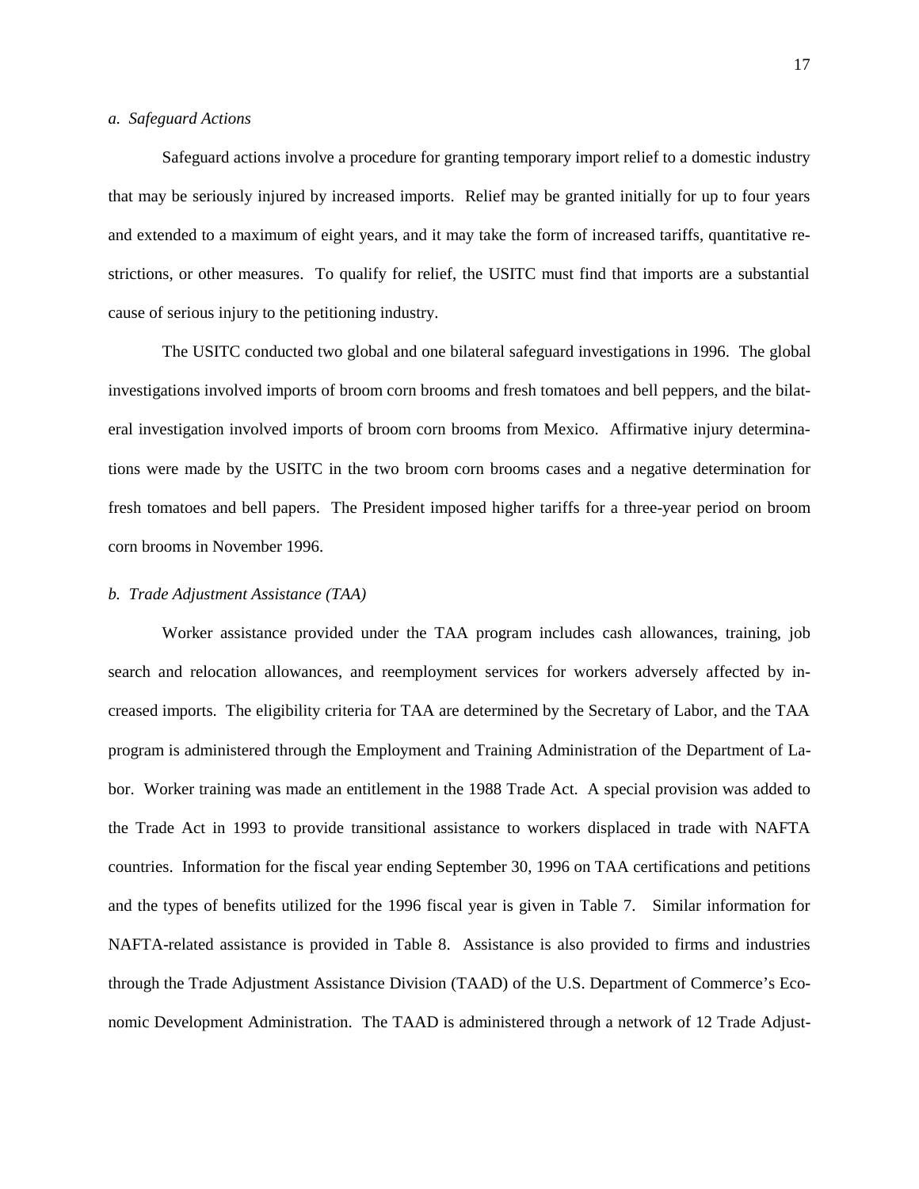*a. Safeguard Actions*

Safeguard actions involve a procedure for granting temporary import relief to a domestic industry that may be seriously injured by increased imports. Relief may be granted initially for up to four years and extended to a maximum of eight years, and it may take the form of increased tariffs, quantitative restrictions, or other measures. To qualify for relief, the USITC must find that imports are a substantial cause of serious injury to the petitioning industry.

The USITC conducted two global and one bilateral safeguard investigations in 1996. The global investigations involved imports of broom corn brooms and fresh tomatoes and bell peppers, and the bilateral investigation involved imports of broom corn brooms from Mexico. Affirmative injury determinations were made by the USITC in the two broom corn brooms cases and a negative determination for fresh tomatoes and bell papers. The President imposed higher tariffs for a three-year period on broom corn brooms in November 1996.

*b. Trade Adjustment Assistance (TAA)*

Worker assistance provided under the TAA program includes cash allowances, training, job search and relocation allowances, and reemployment services for workers adversely affected by increased imports. The eligibility criteria for TAA are determined by the Secretary of Labor, and the TAA program is administered through the Employment and Training Administration of the Department of Labor. Worker training was made an entitlement in the 1988 Trade Act. A special provision was added to the Trade Act in 1993 to provide transitional assistance to workers displaced in trade with NAFTA countries. Information for the fiscal year ending September 30, 1996 on TAA certifications and petitions and the types of benefits utilized for the 1996 fiscal year is given in Table 7. Similar information for NAFTA-related assistance is provided in Table 8. Assistance is also provided to firms and industries through the Trade Adjustment Assistance Division (TAAD) of the U.S. Department of Commerce's Economic Development Administration. The TAAD is administered through a network of 12 Trade Adjust-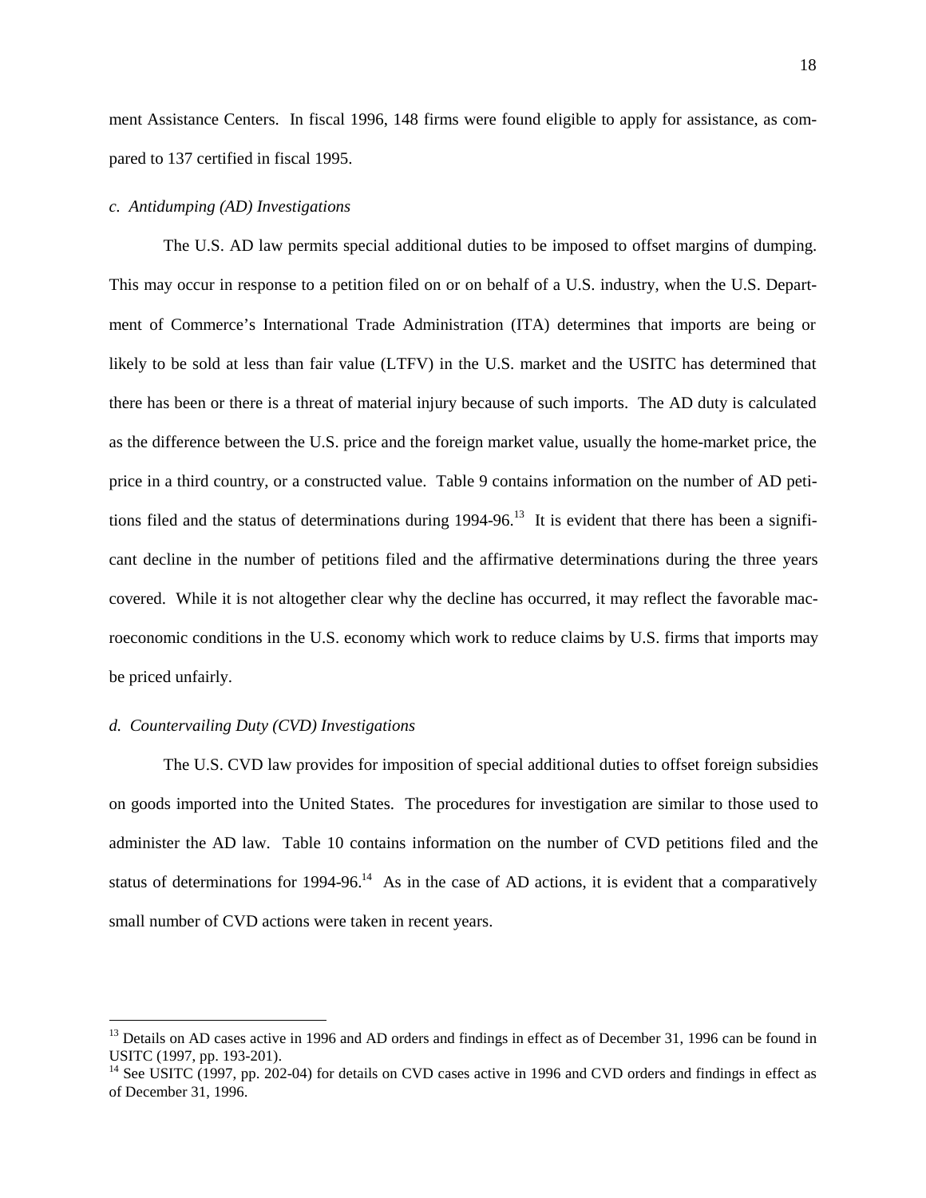ment Assistance Centers. In fiscal 1996, 148 firms were found eligible to apply for assistance, as compared to 137 certified in fiscal 1995.

*c. Antidumping (AD) Investigations*

The U.S. AD law permits special additional duties to be imposed to offset margins of dumping. This may occur in response to a petition filed on or on behalf of a U.S. industry, when the U.S. Department of Commerce's International Trade Administration (ITA) determines that imports are being or likely to be sold at less than fair value (LTFV) in the U.S. market and the USITC has determined that there has been or there is a threat of material injury because of such imports. The AD duty is calculated as the difference between the U.S. price and the foreign market value, usually the home-market price, the price in a third country, or a constructed value. Table 9 contains information on the number of AD petitions filed and the status of determinations during 1994-96.[13] It is evident that there has been a significant decline in the number of petitions filed and the affirmative determinations during the three years covered. While it is not altogether clear why the decline has occurred, it may reflect the favorable macroeconomic conditions in the U.S. economy which work to reduce claims by U.S. firms that imports may be priced unfairly.

*d. Countervailing Duty (CVD) Investigations*

The U.S. CVD law provides for imposition of special additional duties to offset foreign subsidies on goods imported into the United States. The procedures for investigation are similar to those used to administer the AD law. Table 10 contains information on the number of CVD petitions filed and the status of determinations for 1994-96.[14] As in the case of AD actions, it is evident that a comparatively small number of CVD actions were taken in recent years.

---

[13] Details on AD cases active in 1996 and AD orders and findings in effect as of December 31, 1996 can be found in USITC (1997, pp. 193-201).

[14] See USITC (1997, pp. 202-04) for details on CVD cases active in 1996 and CVD orders and findings in effect as of December 31, 1996.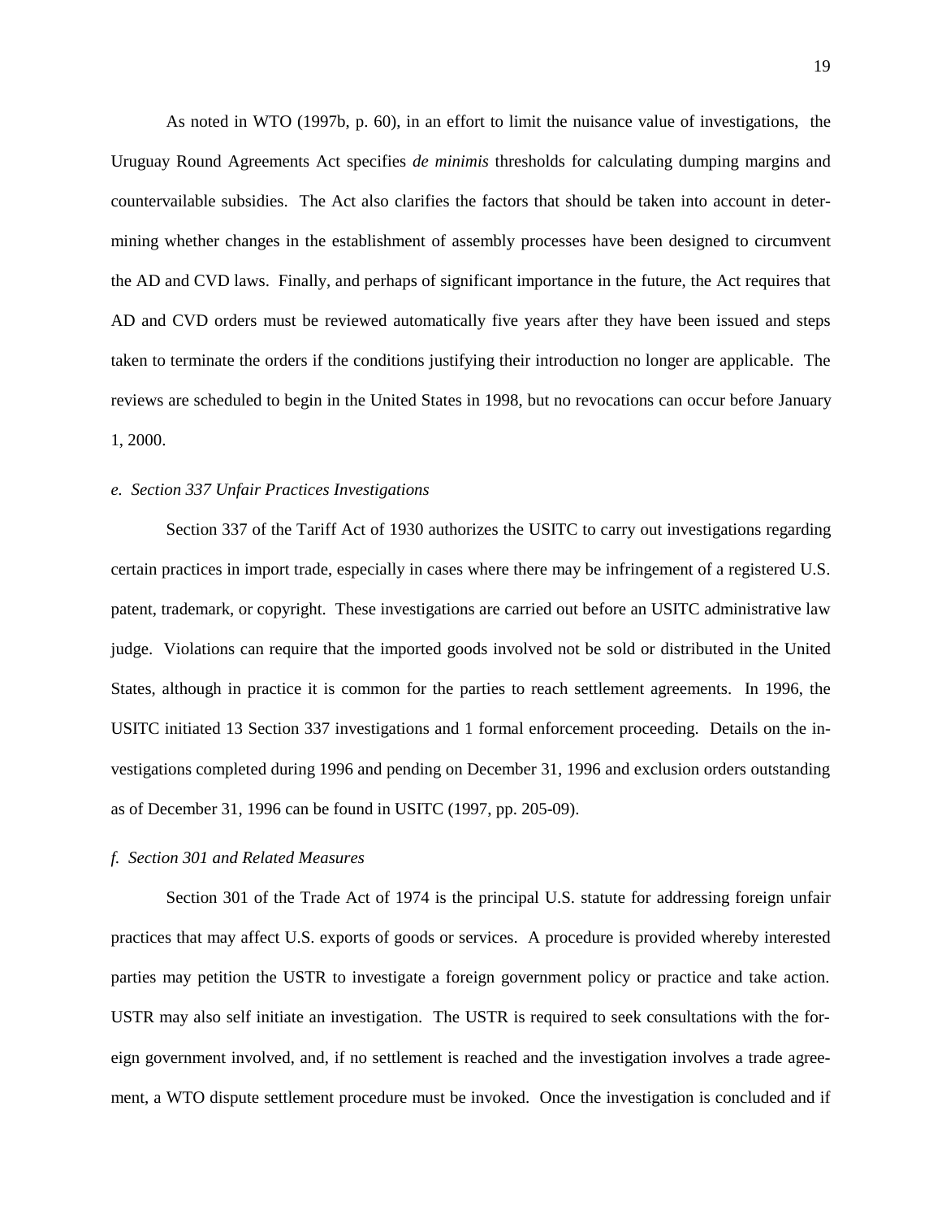As noted in WTO (1997b, p. 60), in an effort to limit the nuisance value of investigations, the Uruguay Round Agreements Act specifies *de minimis* thresholds for calculating dumping margins and countervailable subsidies. The Act also clarifies the factors that should be taken into account in determining whether changes in the establishment of assembly processes have been designed to circumvent the AD and CVD laws. Finally, and perhaps of significant importance in the future, the Act requires that AD and CVD orders must be reviewed automatically five years after they have been issued and steps taken to terminate the orders if the conditions justifying their introduction no longer are applicable. The reviews are scheduled to begin in the United States in 1998, but no revocations can occur before January 1, 2000.

### *e. Section 337 Unfair Practices Investigations*

Section 337 of the Tariff Act of 1930 authorizes the USITC to carry out investigations regarding certain practices in import trade, especially in cases where there may be infringement of a registered U.S. patent, trademark, or copyright. These investigations are carried out before an USITC administrative law judge. Violations can require that the imported goods involved not be sold or distributed in the United States, although in practice it is common for the parties to reach settlement agreements. In 1996, the USITC initiated 13 Section 337 investigations and 1 formal enforcement proceeding. Details on the investigations completed during 1996 and pending on December 31, 1996 and exclusion orders outstanding as of December 31, 1996 can be found in USITC (1997, pp. 205-09).

### *f. Section 301 and Related Measures*

Section 301 of the Trade Act of 1974 is the principal U.S. statute for addressing foreign unfair practices that may affect U.S. exports of goods or services. A procedure is provided whereby interested parties may petition the USTR to investigate a foreign government policy or practice and take action. USTR may also self initiate an investigation. The USTR is required to seek consultations with the foreign government involved, and, if no settlement is reached and the investigation involves a trade agreement, a WTO dispute settlement procedure must be invoked. Once the investigation is concluded and if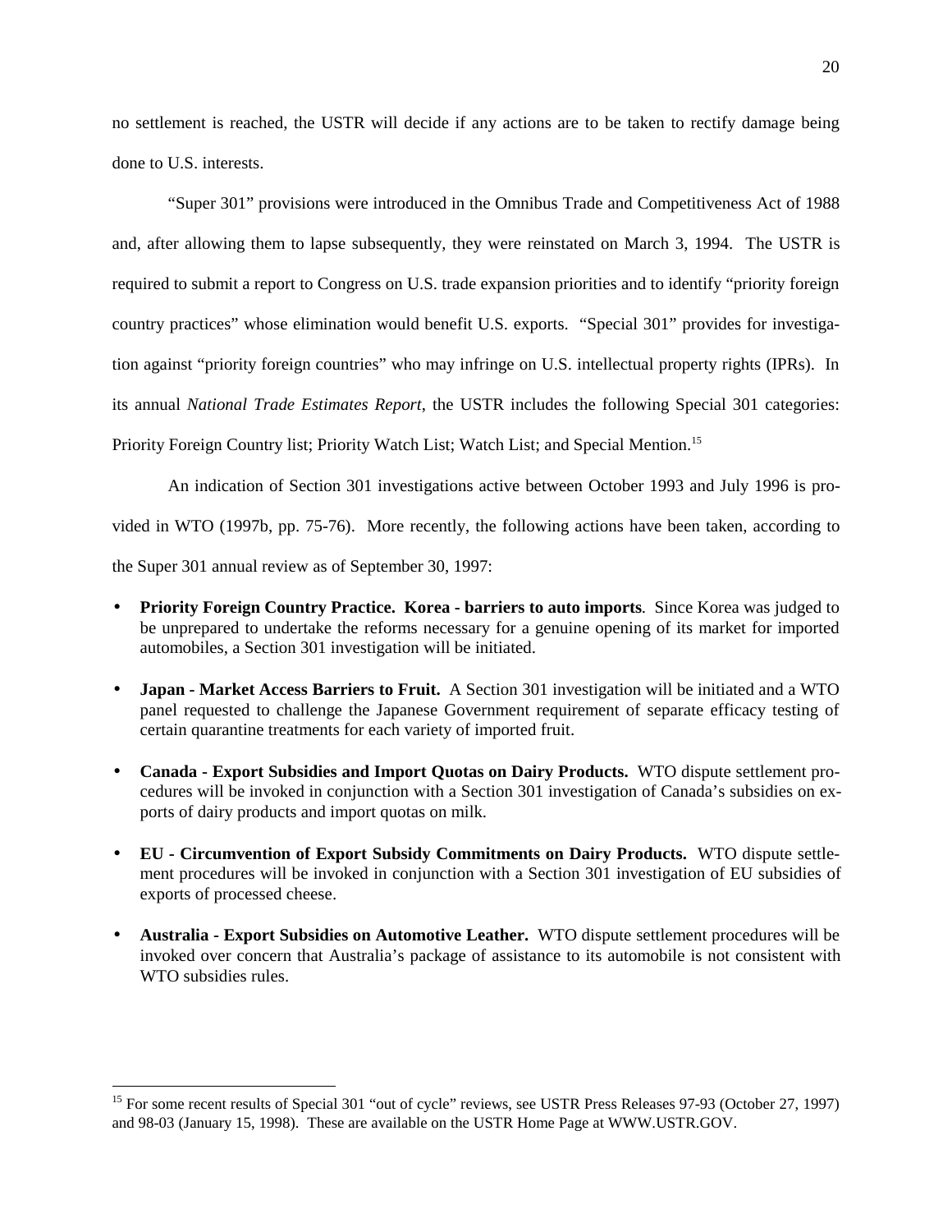no settlement is reached, the USTR will decide if any actions are to be taken to rectify damage being done to U.S. interests.

"Super 301" provisions were introduced in the Omnibus Trade and Competitiveness Act of 1988 and, after allowing them to lapse subsequently, they were reinstated on March 3, 1994. The USTR is required to submit a report to Congress on U.S. trade expansion priorities and to identify "priority foreign country practices" whose elimination would benefit U.S. exports. "Special 301" provides for investigation against "priority foreign countries" who may infringe on U.S. intellectual property rights (IPRs). In its annual *National Trade Estimates Report*, the USTR includes the following Special 301 categories: Priority Foreign Country list; Priority Watch List; Watch List; and Special Mention.[15]

An indication of Section 301 investigations active between October 1993 and July 1996 is provided in WTO (1997b, pp. 75-76). More recently, the following actions have been taken, according to the Super 301 annual review as of September 30, 1997:

- **Priority Foreign Country Practice. Korea - barriers to auto imports**. Since Korea was judged to be unprepared to undertake the reforms necessary for a genuine opening of its market for imported automobiles, a Section 301 investigation will be initiated.
- **Japan - Market Access Barriers to Fruit.** A Section 301 investigation will be initiated and a WTO panel requested to challenge the Japanese Government requirement of separate efficacy testing of certain quarantine treatments for each variety of imported fruit.
- **Canada - Export Subsidies and Import Quotas on Dairy Products.** WTO dispute settlement procedures will be invoked in conjunction with a Section 301 investigation of Canada's subsidies on exports of dairy products and import quotas on milk.
- **EU - Circumvention of Export Subsidy Commitments on Dairy Products.** WTO dispute settlement procedures will be invoked in conjunction with a Section 301 investigation of EU subsidies of exports of processed cheese.
- **Australia - Export Subsidies on Automotive Leather.** WTO dispute settlement procedures will be invoked over concern that Australia's package of assistance to its automobile is not consistent with WTO subsidies rules.

[15] For some recent results of Special 301 "out of cycle" reviews, see USTR Press Releases 97-93 (October 27, 1997) and 98-03 (January 15, 1998). These are available on the USTR Home Page at WWW.USTR.GOV.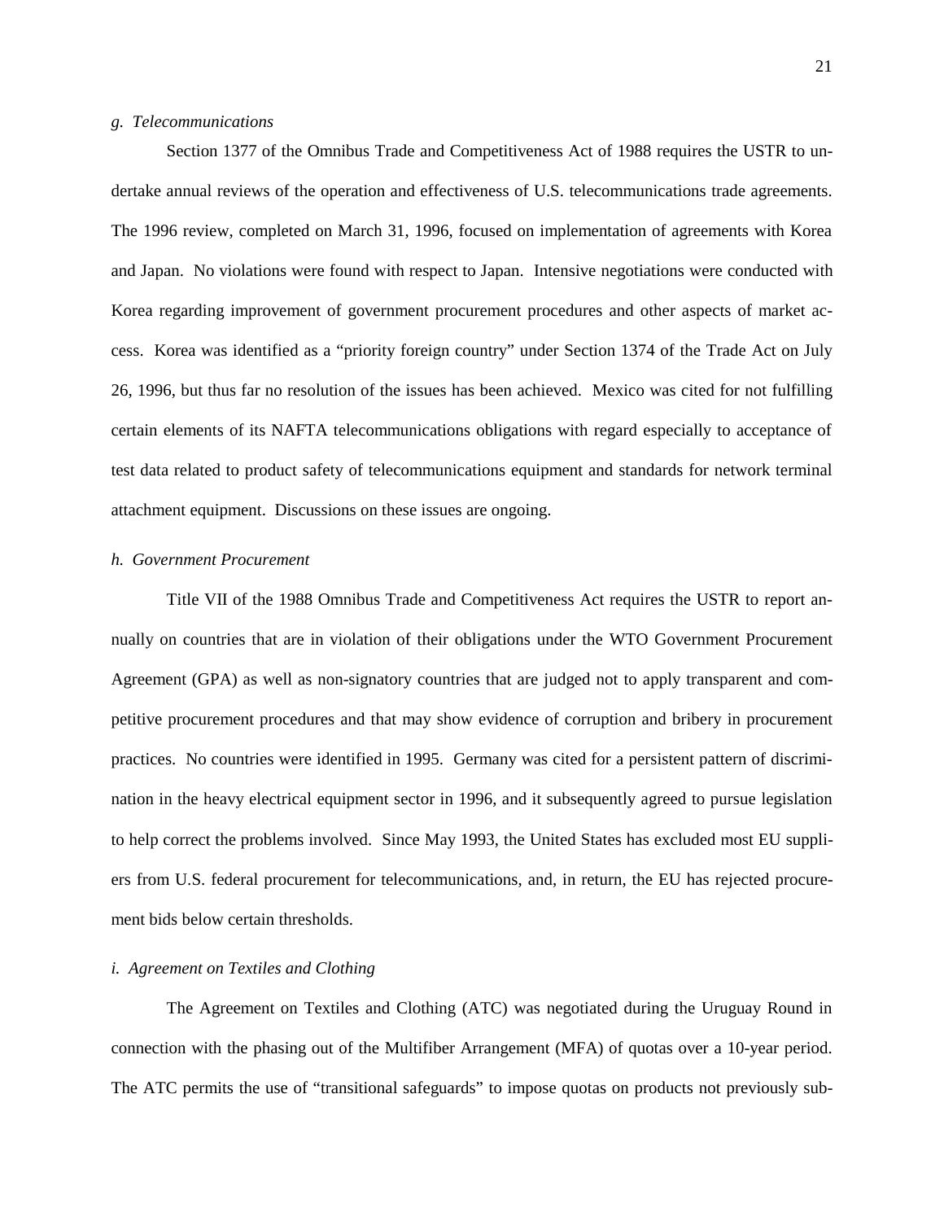*g. Telecommunications*

Section 1377 of the Omnibus Trade and Competitiveness Act of 1988 requires the USTR to undertake annual reviews of the operation and effectiveness of U.S. telecommunications trade agreements. The 1996 review, completed on March 31, 1996, focused on implementation of agreements with Korea and Japan. No violations were found with respect to Japan. Intensive negotiations were conducted with Korea regarding improvement of government procurement procedures and other aspects of market access. Korea was identified as a "priority foreign country" under Section 1374 of the Trade Act on July 26, 1996, but thus far no resolution of the issues has been achieved. Mexico was cited for not fulfilling certain elements of its NAFTA telecommunications obligations with regard especially to acceptance of test data related to product safety of telecommunications equipment and standards for network terminal attachment equipment. Discussions on these issues are ongoing.

*h. Government Procurement*

Title VII of the 1988 Omnibus Trade and Competitiveness Act requires the USTR to report annually on countries that are in violation of their obligations under the WTO Government Procurement Agreement (GPA) as well as non-signatory countries that are judged not to apply transparent and competitive procurement procedures and that may show evidence of corruption and bribery in procurement practices. No countries were identified in 1995. Germany was cited for a persistent pattern of discrimination in the heavy electrical equipment sector in 1996, and it subsequently agreed to pursue legislation to help correct the problems involved. Since May 1993, the United States has excluded most EU suppliers from U.S. federal procurement for telecommunications, and, in return, the EU has rejected procurement bids below certain thresholds.

*i. Agreement on Textiles and Clothing*

The Agreement on Textiles and Clothing (ATC) was negotiated during the Uruguay Round in connection with the phasing out of the Multifiber Arrangement (MFA) of quotas over a 10-year period. The ATC permits the use of "transitional safeguards" to impose quotas on products not previously sub-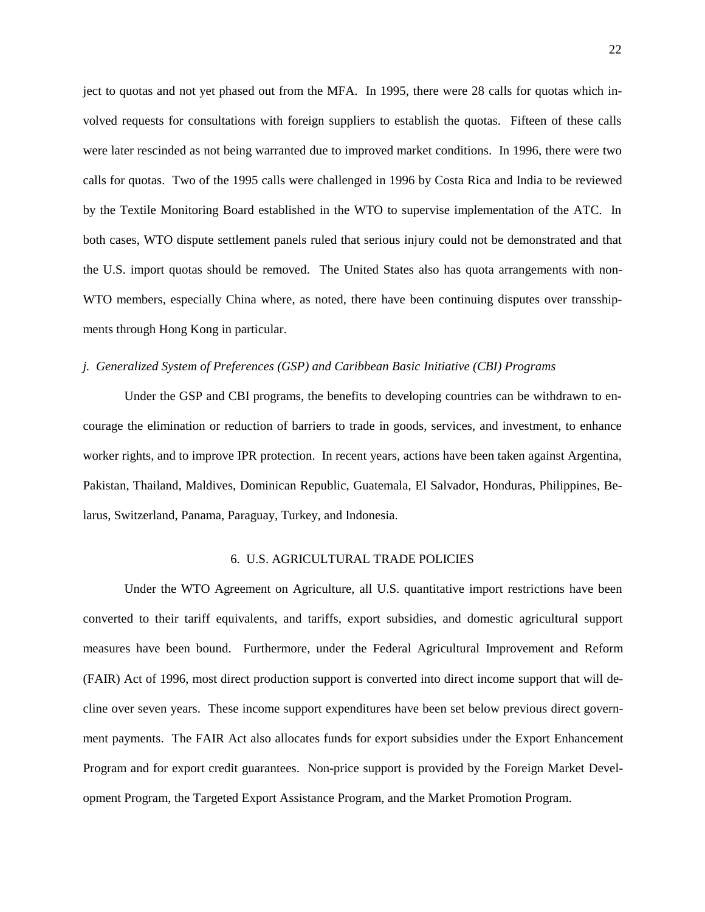ject to quotas and not yet phased out from the MFA. In 1995, there were 28 calls for quotas which involved requests for consultations with foreign suppliers to establish the quotas. Fifteen of these calls were later rescinded as not being warranted due to improved market conditions. In 1996, there were two calls for quotas. Two of the 1995 calls were challenged in 1996 by Costa Rica and India to be reviewed by the Textile Monitoring Board established in the WTO to supervise implementation of the ATC. In both cases, WTO dispute settlement panels ruled that serious injury could not be demonstrated and that the U.S. import quotas should be removed. The United States also has quota arrangements with non-WTO members, especially China where, as noted, there have been continuing disputes over transshipments through Hong Kong in particular.

### *j. Generalized System of Preferences (GSP) and Caribbean Basic Initiative (CBI) Programs*

Under the GSP and CBI programs, the benefits to developing countries can be withdrawn to encourage the elimination or reduction of barriers to trade in goods, services, and investment, to enhance worker rights, and to improve IPR protection. In recent years, actions have been taken against Argentina, Pakistan, Thailand, Maldives, Dominican Republic, Guatemala, El Salvador, Honduras, Philippines, Belarus, Switzerland, Panama, Paraguay, Turkey, and Indonesia.

## 6. U.S. AGRICULTURAL TRADE POLICIES

Under the WTO Agreement on Agriculture, all U.S. quantitative import restrictions have been converted to their tariff equivalents, and tariffs, export subsidies, and domestic agricultural support measures have been bound. Furthermore, under the Federal Agricultural Improvement and Reform (FAIR) Act of 1996, most direct production support is converted into direct income support that will decline over seven years. These income support expenditures have been set below previous direct government payments. The FAIR Act also allocates funds for export subsidies under the Export Enhancement Program and for export credit guarantees. Non-price support is provided by the Foreign Market Development Program, the Targeted Export Assistance Program, and the Market Promotion Program.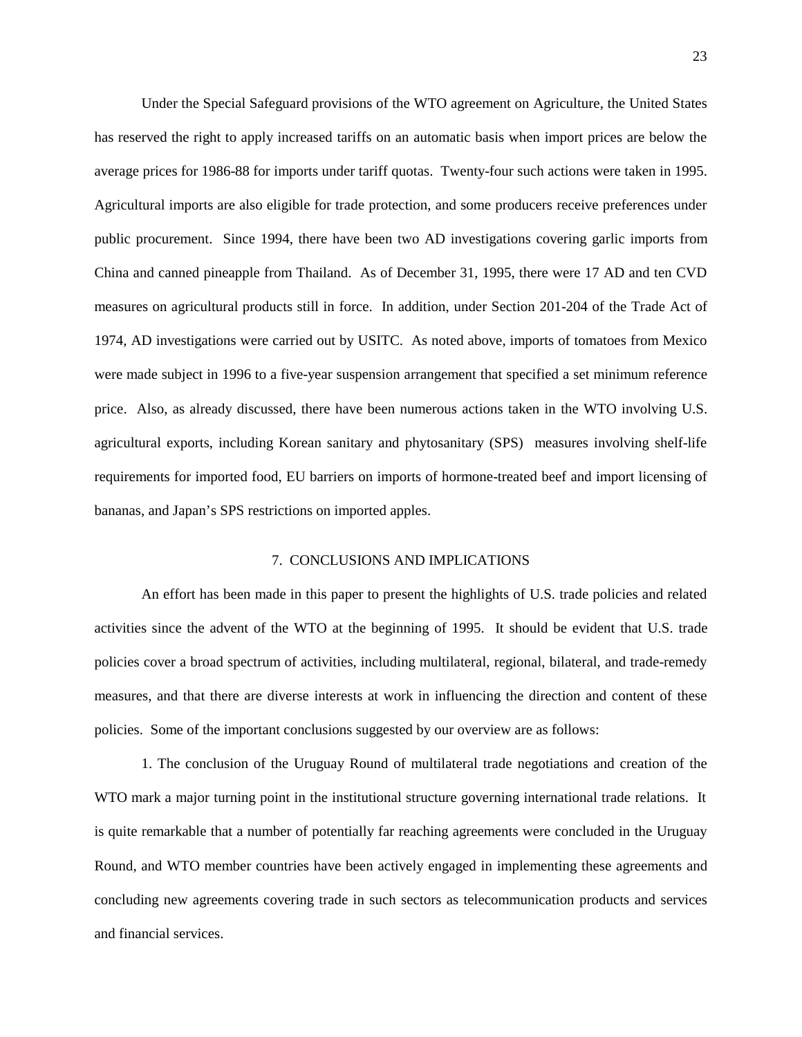Under the Special Safeguard provisions of the WTO agreement on Agriculture, the United States has reserved the right to apply increased tariffs on an automatic basis when import prices are below the average prices for 1986-88 for imports under tariff quotas. Twenty-four such actions were taken in 1995. Agricultural imports are also eligible for trade protection, and some producers receive preferences under public procurement. Since 1994, there have been two AD investigations covering garlic imports from China and canned pineapple from Thailand. As of December 31, 1995, there were 17 AD and ten CVD measures on agricultural products still in force. In addition, under Section 201-204 of the Trade Act of 1974, AD investigations were carried out by USITC. As noted above, imports of tomatoes from Mexico were made subject in 1996 to a five-year suspension arrangement that specified a set minimum reference price. Also, as already discussed, there have been numerous actions taken in the WTO involving U.S. agricultural exports, including Korean sanitary and phytosanitary (SPS) measures involving shelf-life requirements for imported food, EU barriers on imports of hormone-treated beef and import licensing of bananas, and Japan's SPS restrictions on imported apples.

## 7. CONCLUSIONS AND IMPLICATIONS

An effort has been made in this paper to present the highlights of U.S. trade policies and related activities since the advent of the WTO at the beginning of 1995. It should be evident that U.S. trade policies cover a broad spectrum of activities, including multilateral, regional, bilateral, and trade-remedy measures, and that there are diverse interests at work in influencing the direction and content of these policies. Some of the important conclusions suggested by our overview are as follows:

1. The conclusion of the Uruguay Round of multilateral trade negotiations and creation of the WTO mark a major turning point in the institutional structure governing international trade relations. It is quite remarkable that a number of potentially far reaching agreements were concluded in the Uruguay Round, and WTO member countries have been actively engaged in implementing these agreements and concluding new agreements covering trade in such sectors as telecommunication products and services and financial services.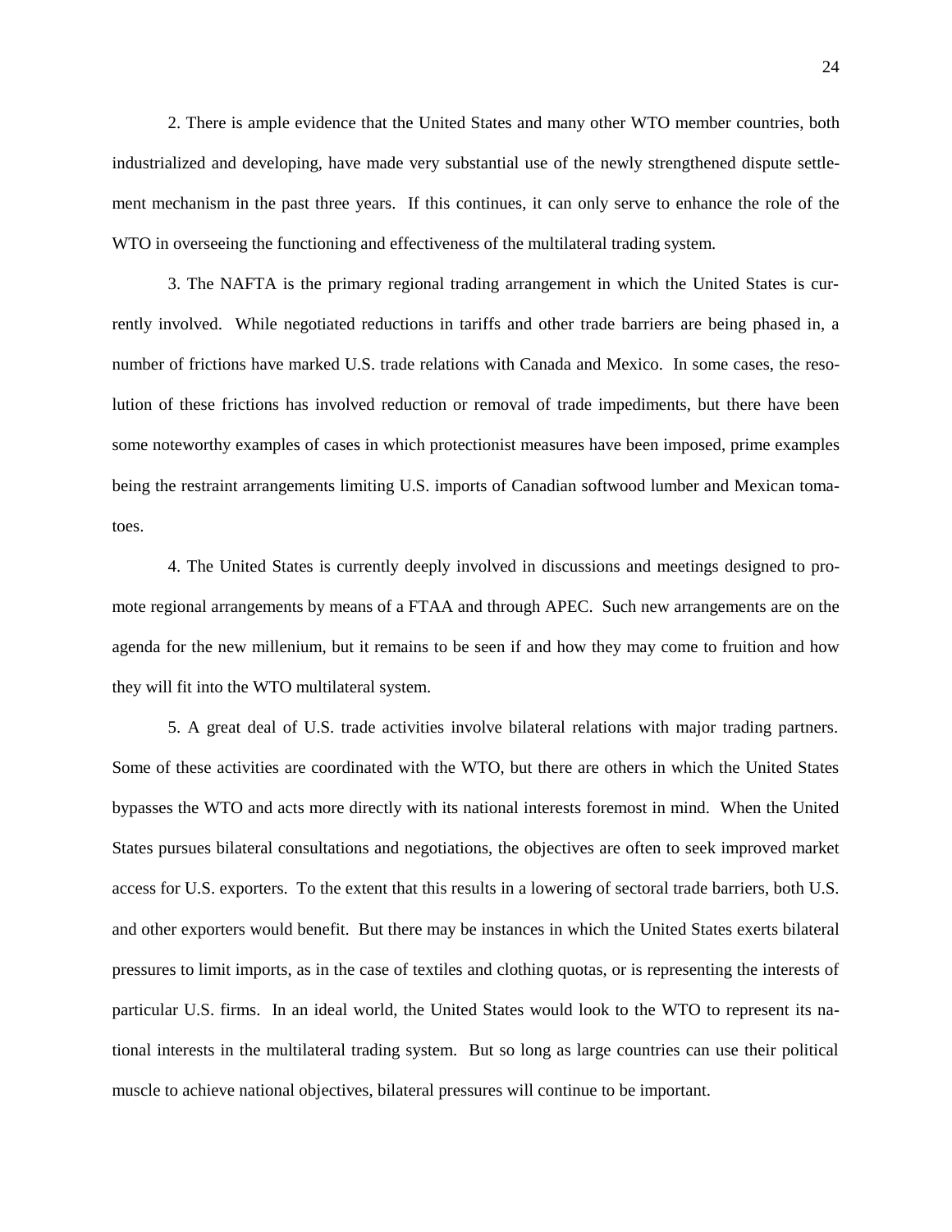2. There is ample evidence that the United States and many other WTO member countries, both industrialized and developing, have made very substantial use of the newly strengthened dispute settlement mechanism in the past three years. If this continues, it can only serve to enhance the role of the WTO in overseeing the functioning and effectiveness of the multilateral trading system.

3. The NAFTA is the primary regional trading arrangement in which the United States is currently involved. While negotiated reductions in tariffs and other trade barriers are being phased in, a number of frictions have marked U.S. trade relations with Canada and Mexico. In some cases, the resolution of these frictions has involved reduction or removal of trade impediments, but there have been some noteworthy examples of cases in which protectionist measures have been imposed, prime examples being the restraint arrangements limiting U.S. imports of Canadian softwood lumber and Mexican tomatoes.

4. The United States is currently deeply involved in discussions and meetings designed to promote regional arrangements by means of a FTAA and through APEC. Such new arrangements are on the agenda for the new millenium, but it remains to be seen if and how they may come to fruition and how they will fit into the WTO multilateral system.

5. A great deal of U.S. trade activities involve bilateral relations with major trading partners. Some of these activities are coordinated with the WTO, but there are others in which the United States bypasses the WTO and acts more directly with its national interests foremost in mind. When the United States pursues bilateral consultations and negotiations, the objectives are often to seek improved market access for U.S. exporters. To the extent that this results in a lowering of sectoral trade barriers, both U.S. and other exporters would benefit. But there may be instances in which the United States exerts bilateral pressures to limit imports, as in the case of textiles and clothing quotas, or is representing the interests of particular U.S. firms. In an ideal world, the United States would look to the WTO to represent its national interests in the multilateral trading system. But so long as large countries can use their political muscle to achieve national objectives, bilateral pressures will continue to be important.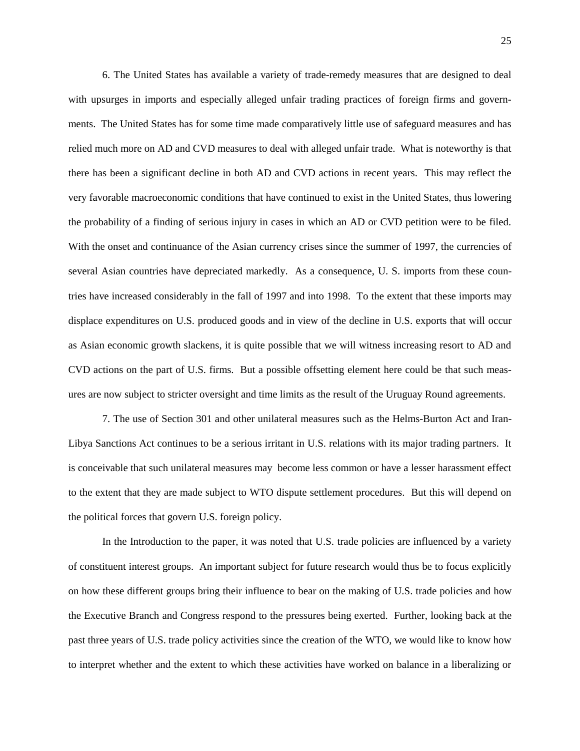6. The United States has available a variety of trade-remedy measures that are designed to deal with upsurges in imports and especially alleged unfair trading practices of foreign firms and governments. The United States has for some time made comparatively little use of safeguard measures and has relied much more on AD and CVD measures to deal with alleged unfair trade. What is noteworthy is that there has been a significant decline in both AD and CVD actions in recent years. This may reflect the very favorable macroeconomic conditions that have continued to exist in the United States, thus lowering the probability of a finding of serious injury in cases in which an AD or CVD petition were to be filed. With the onset and continuance of the Asian currency crises since the summer of 1997, the currencies of several Asian countries have depreciated markedly. As a consequence, U. S. imports from these countries have increased considerably in the fall of 1997 and into 1998. To the extent that these imports may displace expenditures on U.S. produced goods and in view of the decline in U.S. exports that will occur as Asian economic growth slackens, it is quite possible that we will witness increasing resort to AD and CVD actions on the part of U.S. firms. But a possible offsetting element here could be that such measures are now subject to stricter oversight and time limits as the result of the Uruguay Round agreements.

7. The use of Section 301 and other unilateral measures such as the Helms-Burton Act and Iran-Libya Sanctions Act continues to be a serious irritant in U.S. relations with its major trading partners. It is conceivable that such unilateral measures may become less common or have a lesser harassment effect to the extent that they are made subject to WTO dispute settlement procedures. But this will depend on the political forces that govern U.S. foreign policy.

In the Introduction to the paper, it was noted that U.S. trade policies are influenced by a variety of constituent interest groups. An important subject for future research would thus be to focus explicitly on how these different groups bring their influence to bear on the making of U.S. trade policies and how the Executive Branch and Congress respond to the pressures being exerted. Further, looking back at the past three years of U.S. trade policy activities since the creation of the WTO, we would like to know how to interpret whether and the extent to which these activities have worked on balance in a liberalizing or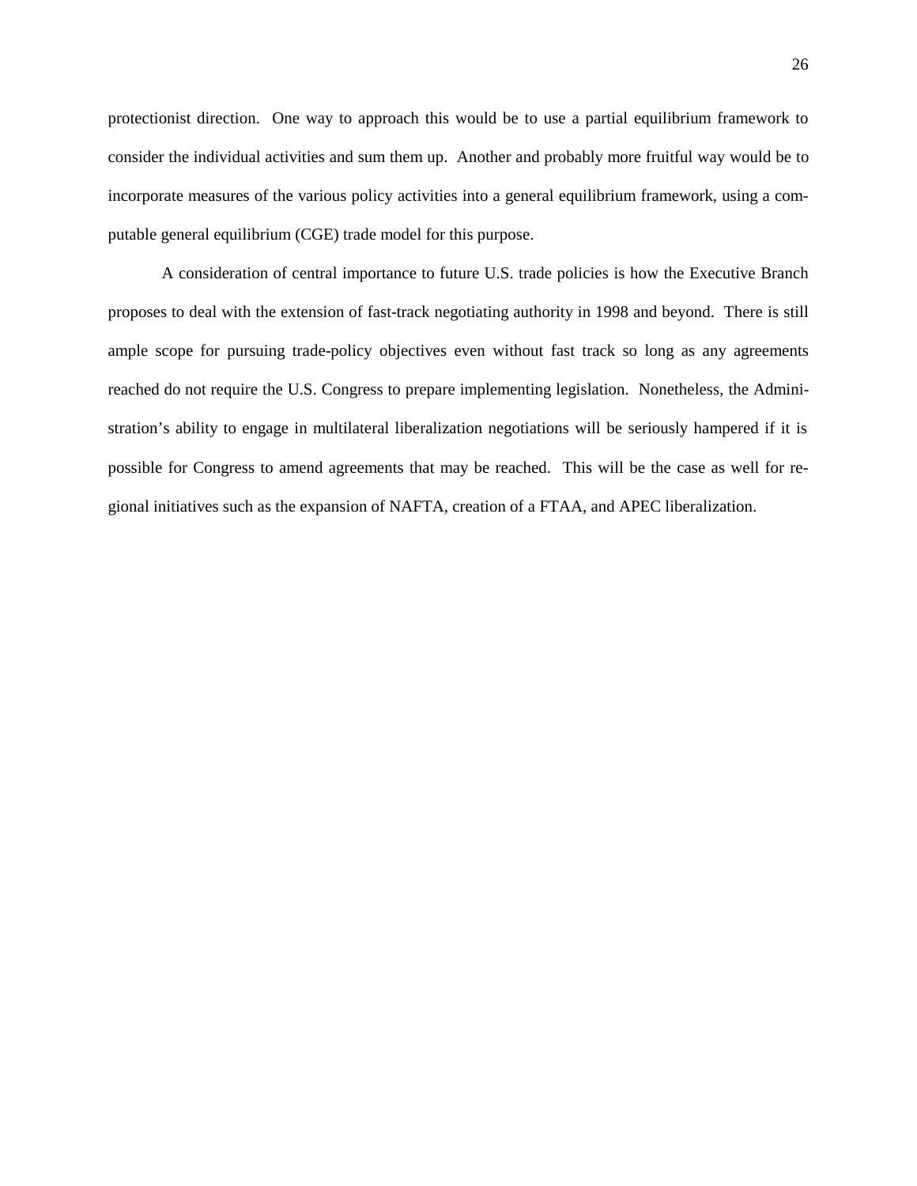protectionist direction. One way to approach this would be to use a partial equilibrium framework to consider the individual activities and sum them up. Another and probably more fruitful way would be to incorporate measures of the various policy activities into a general equilibrium framework, using a computable general equilibrium (CGE) trade model for this purpose.

A consideration of central importance to future U.S. trade policies is how the Executive Branch proposes to deal with the extension of fast-track negotiating authority in 1998 and beyond. There is still ample scope for pursuing trade-policy objectives even without fast track so long as any agreements reached do not require the U.S. Congress to prepare implementing legislation. Nonetheless, the Administration's ability to engage in multilateral liberalization negotiations will be seriously hampered if it is possible for Congress to amend agreements that may be reached. This will be the case as well for regional initiatives such as the expansion of NAFTA, creation of a FTAA, and APEC liberalization.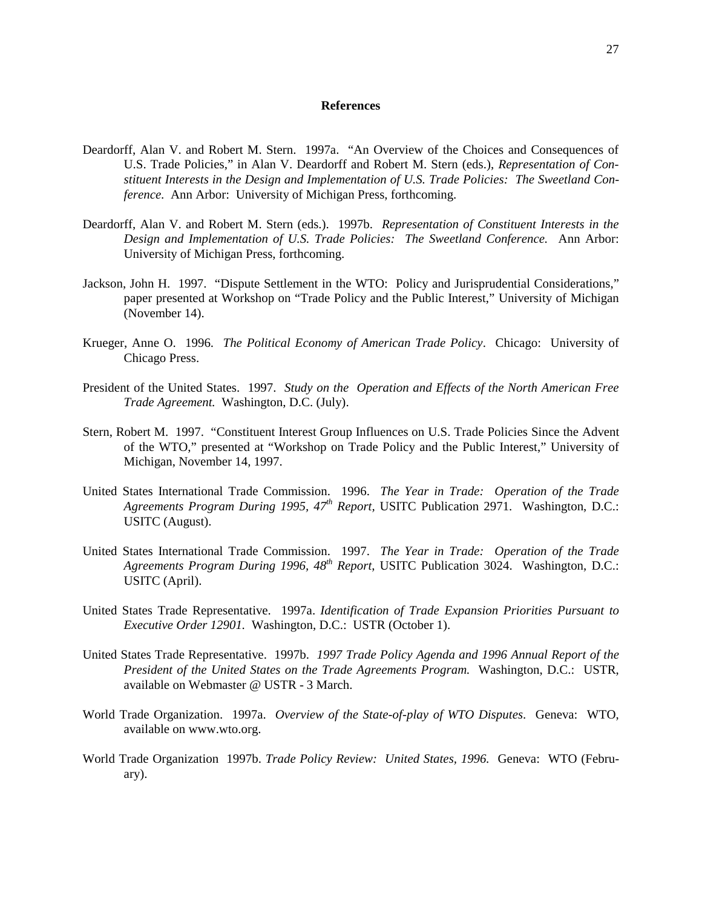## References

Deardorff, Alan V. and Robert M. Stern. 1997a. "An Overview of the Choices and Consequences of U.S. Trade Policies," in Alan V. Deardorff and Robert M. Stern (eds.), *Representation of Constituent Interests in the Design and Implementation of U.S. Trade Policies: The Sweetland Conference*. Ann Arbor: University of Michigan Press, forthcoming.

Deardorff, Alan V. and Robert M. Stern (eds.). 1997b. *Representation of Constituent Interests in the Design and Implementation of U.S. Trade Policies: The Sweetland Conference.* Ann Arbor: University of Michigan Press, forthcoming.

Jackson, John H. 1997. "Dispute Settlement in the WTO: Policy and Jurisprudential Considerations," paper presented at Workshop on "Trade Policy and the Public Interest," University of Michigan (November 14).

Krueger, Anne O. 1996. *The Political Economy of American Trade Policy*. Chicago: University of Chicago Press.

President of the United States. 1997. *Study on the Operation and Effects of the North American Free Trade Agreement.* Washington, D.C. (July).

Stern, Robert M. 1997. "Constituent Interest Group Influences on U.S. Trade Policies Since the Advent of the WTO," presented at "Workshop on Trade Policy and the Public Interest," University of Michigan, November 14, 1997.

United States International Trade Commission. 1996. *The Year in Trade: Operation of the Trade Agreements Program During 1995, 47th Report*, USITC Publication 2971. Washington, D.C.: USITC (August).

United States International Trade Commission. 1997. *The Year in Trade: Operation of the Trade Agreements Program During 1996, 48th Report*, USITC Publication 3024. Washington, D.C.: USITC (April).

United States Trade Representative. 1997a. *Identification of Trade Expansion Priorities Pursuant to Executive Order 12901.* Washington, D.C.: USTR (October 1).

United States Trade Representative. 1997b. *1997 Trade Policy Agenda and 1996 Annual Report of the President of the United States on the Trade Agreements Program.* Washington, D.C.: USTR, available on Webmaster @ USTR - 3 March.

World Trade Organization. 1997a. *Overview of the State-of-play of WTO Disputes*. Geneva: WTO, available on www.wto.org.

World Trade Organization 1997b. *Trade Policy Review: United States, 1996.* Geneva: WTO (February).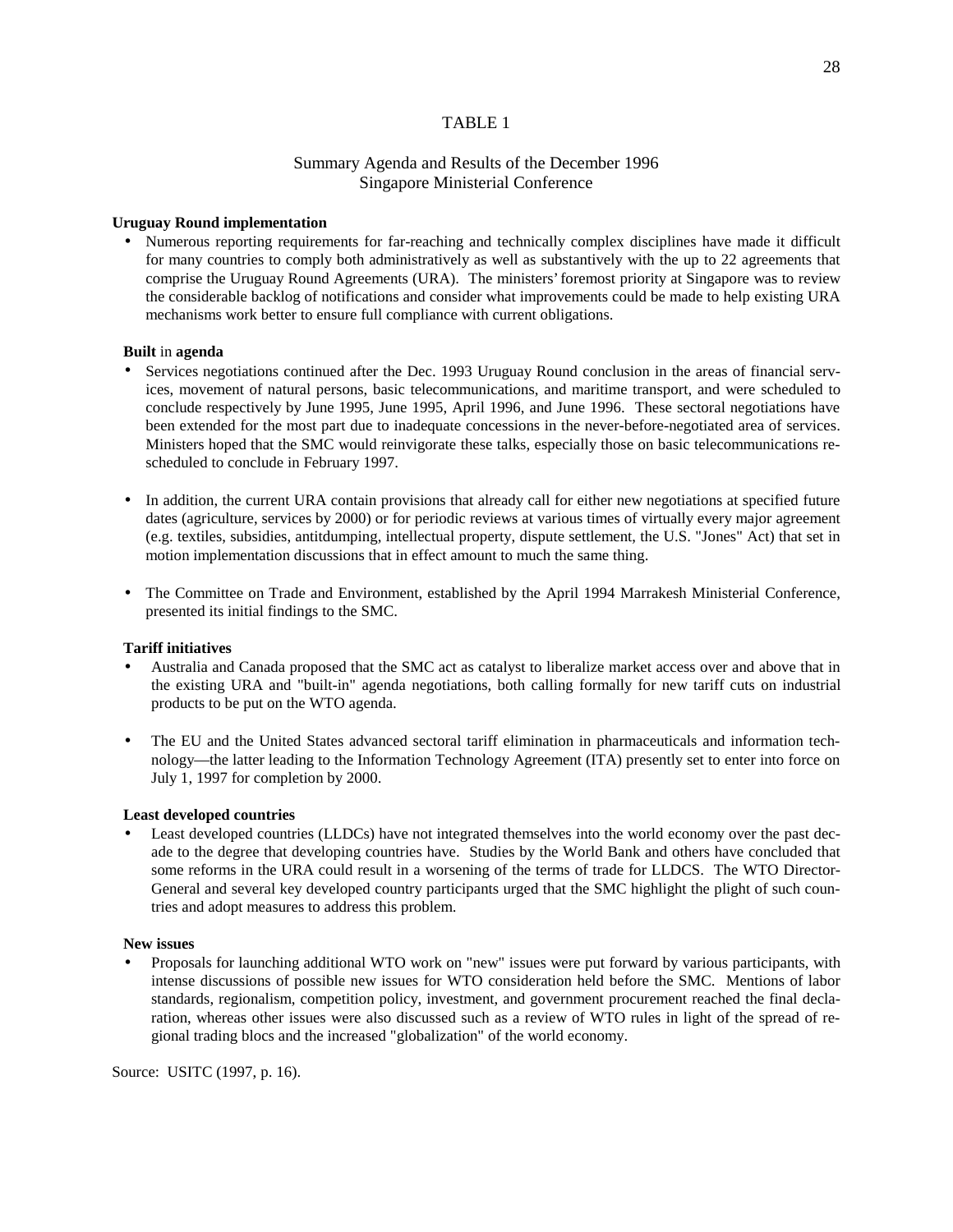TABLE 1

Summary Agenda and Results of the December 1996
Singapore Ministerial Conference

**Uruguay Round implementation**

- Numerous reporting requirements for far-reaching and technically complex disciplines have made it difficult for many countries to comply both administratively as well as substantively with the up to 22 agreements that comprise the Uruguay Round Agreements (URA). The ministers' foremost priority at Singapore was to review the considerable backlog of notifications and consider what improvements could be made to help existing URA mechanisms work better to ensure full compliance with current obligations.

**Built** in **agenda**

- Services negotiations continued after the Dec. 1993 Uruguay Round conclusion in the areas of financial services, movement of natural persons, basic telecommunications, and maritime transport, and were scheduled to conclude respectively by June 1995, June 1995, April 1996, and June 1996. These sectoral negotiations have been extended for the most part due to inadequate concessions in the never-before-negotiated area of services. Ministers hoped that the SMC would reinvigorate these talks, especially those on basic telecommunications rescheduled to conclude in February 1997.

- In addition, the current URA contain provisions that already call for either new negotiations at specified future dates (agriculture, services by 2000) or for periodic reviews at various times of virtually every major agreement (e.g. textiles, subsidies, antitdumping, intellectual property, dispute settlement, the U.S. "Jones" Act) that set in motion implementation discussions that in effect amount to much the same thing.

- The Committee on Trade and Environment, established by the April 1994 Marrakesh Ministerial Conference, presented its initial findings to the SMC.

**Tariff initiatives**

- Australia and Canada proposed that the SMC act as catalyst to liberalize market access over and above that in the existing URA and "built-in" agenda negotiations, both calling formally for new tariff cuts on industrial products to be put on the WTO agenda.

- The EU and the United States advanced sectoral tariff elimination in pharmaceuticals and information technology—the latter leading to the Information Technology Agreement (ITA) presently set to enter into force on July 1, 1997 for completion by 2000.

**Least developed countries**

- Least developed countries (LLDCs) have not integrated themselves into the world economy over the past decade to the degree that developing countries have. Studies by the World Bank and others have concluded that some reforms in the URA could result in a worsening of the terms of trade for LLDCS. The WTO Director-General and several key developed country participants urged that the SMC highlight the plight of such countries and adopt measures to address this problem.

**New issues**

- Proposals for launching additional WTO work on "new" issues were put forward by various participants, with intense discussions of possible new issues for WTO consideration held before the SMC. Mentions of labor standards, regionalism, competition policy, investment, and government procurement reached the final declaration, whereas other issues were also discussed such as a review of WTO rules in light of the spread of regional trading blocs and the increased "globalization" of the world economy.

Source: USITC (1997, p. 16).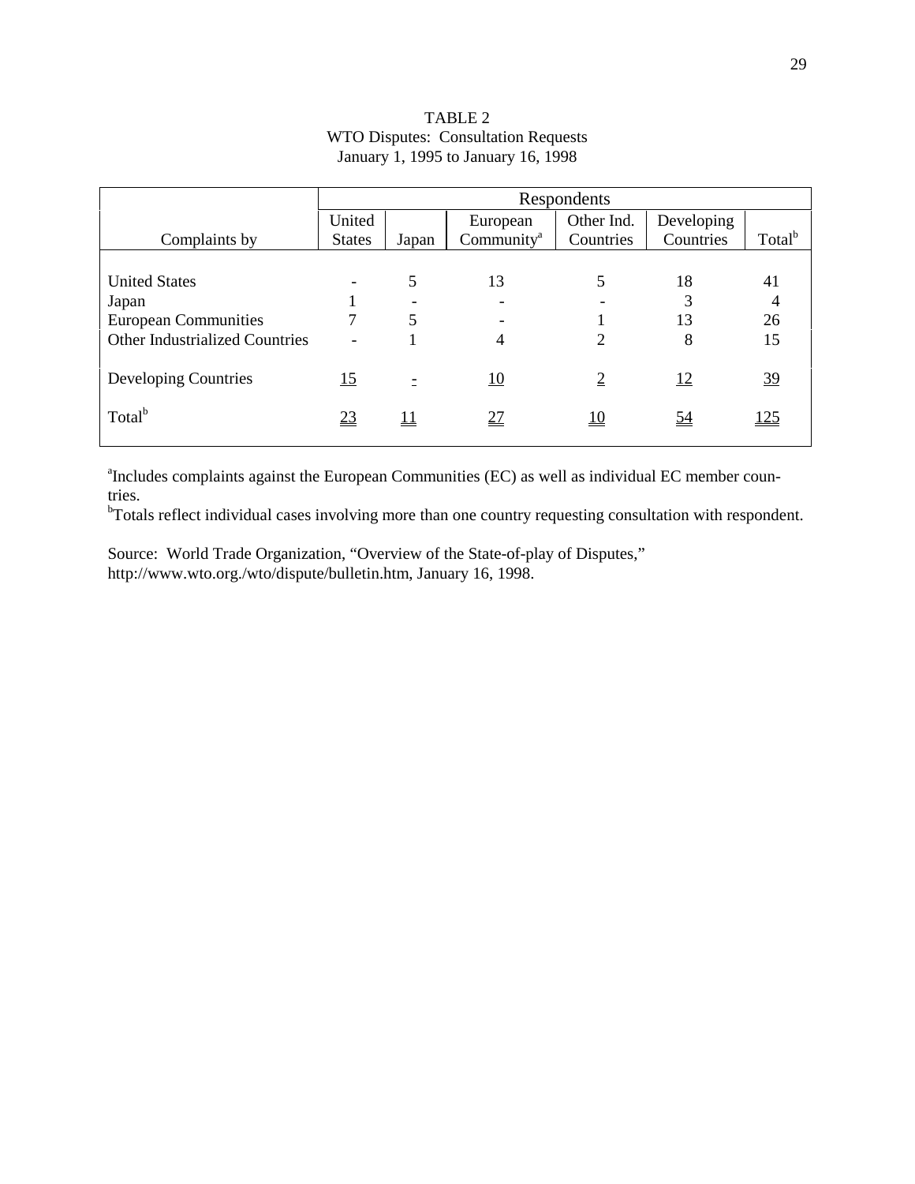TABLE 2
WTO Disputes: Consultation Requests
January 1, 1995 to January 16, 1998

| | Respondents | | | | | |
|---|---|---|---|---|---|---|
| Complaints by | United States | Japan | European Community[a] | Other Ind. Countries | Developing Countries | Total[b] |
| United States | - | 5 | 13 | 5 | 18 | 41 |
| Japan | 1 | - | - | - | 3 | 4 |
| European Communities | 7 | 5 | - | 1 | 13 | 26 |
| Other Industrialized Countries | - | 1 | 4 | 2 | 8 | 15 |
| Developing Countries | 15 | - | 10 | 2 | 12 | 39 |
| Total[b] | 23 | 11 | 27 | 10 | 54 | 125 |

[a]Includes complaints against the European Communities (EC) as well as individual EC member countries.
[b]Totals reflect individual cases involving more than one country requesting consultation with respondent.

Source: World Trade Organization, "Overview of the State-of-play of Disputes," http://www.wto.org./wto/dispute/bulletin.htm, January 16, 1998.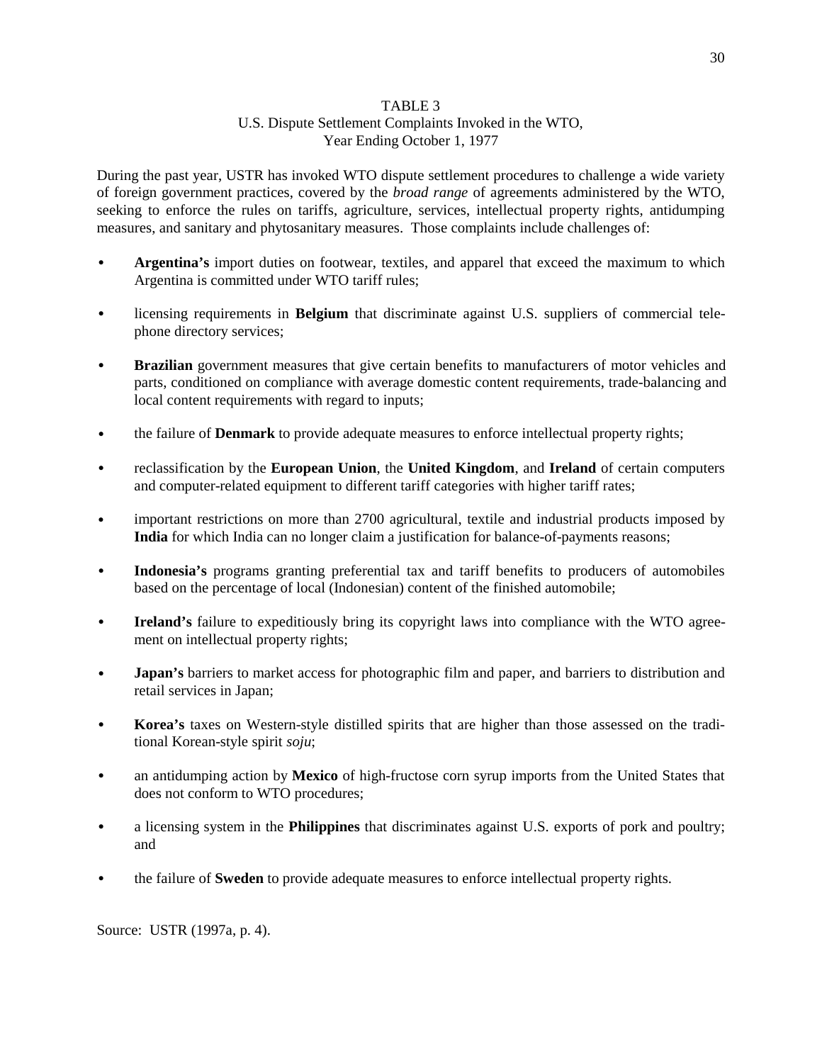TABLE 3

U.S. Dispute Settlement Complaints Invoked in the WTO,
Year Ending October 1, 1977

During the past year, USTR has invoked WTO dispute settlement procedures to challenge a wide variety of foreign government practices, covered by the *broad range* of agreements administered by the WTO, seeking to enforce the rules on tariffs, agriculture, services, intellectual property rights, antidumping measures, and sanitary and phytosanitary measures. Those complaints include challenges of:

- **Argentina's** import duties on footwear, textiles, and apparel that exceed the maximum to which Argentina is committed under WTO tariff rules;
- licensing requirements in **Belgium** that discriminate against U.S. suppliers of commercial telephone directory services;
- **Brazilian** government measures that give certain benefits to manufacturers of motor vehicles and parts, conditioned on compliance with average domestic content requirements, trade-balancing and local content requirements with regard to inputs;
- the failure of **Denmark** to provide adequate measures to enforce intellectual property rights;
- reclassification by the **European Union**, the **United Kingdom**, and **Ireland** of certain computers and computer-related equipment to different tariff categories with higher tariff rates;
- important restrictions on more than 2700 agricultural, textile and industrial products imposed by **India** for which India can no longer claim a justification for balance-of-payments reasons;
- **Indonesia's** programs granting preferential tax and tariff benefits to producers of automobiles based on the percentage of local (Indonesian) content of the finished automobile;
- **Ireland's** failure to expeditiously bring its copyright laws into compliance with the WTO agreement on intellectual property rights;
- **Japan's** barriers to market access for photographic film and paper, and barriers to distribution and retail services in Japan;
- **Korea's** taxes on Western-style distilled spirits that are higher than those assessed on the traditional Korean-style spirit *soju*;
- an antidumping action by **Mexico** of high-fructose corn syrup imports from the United States that does not conform to WTO procedures;
- a licensing system in the **Philippines** that discriminates against U.S. exports of pork and poultry; and
- the failure of **Sweden** to provide adequate measures to enforce intellectual property rights.

Source: USTR (1997a, p. 4).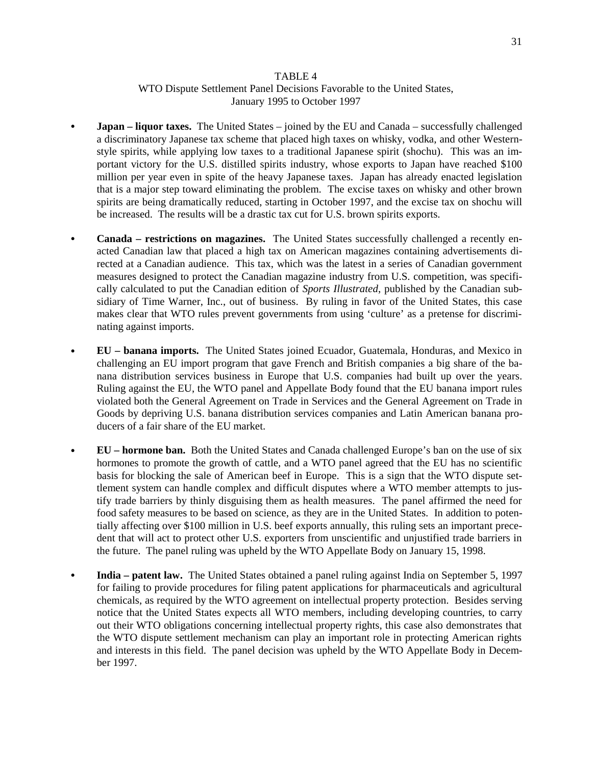TABLE 4

WTO Dispute Settlement Panel Decisions Favorable to the United States, January 1995 to October 1997

- **Japan – liquor taxes.** The United States – joined by the EU and Canada – successfully challenged a discriminatory Japanese tax scheme that placed high taxes on whisky, vodka, and other Western-style spirits, while applying low taxes to a traditional Japanese spirit (shochu). This was an important victory for the U.S. distilled spirits industry, whose exports to Japan have reached $100 million per year even in spite of the heavy Japanese taxes. Japan has already enacted legislation that is a major step toward eliminating the problem. The excise taxes on whisky and other brown spirits are being dramatically reduced, starting in October 1997, and the excise tax on shochu will be increased. The results will be a drastic tax cut for U.S. brown spirits exports.

- **Canada – restrictions on magazines.** The United States successfully challenged a recently enacted Canadian law that placed a high tax on American magazines containing advertisements directed at a Canadian audience. This tax, which was the latest in a series of Canadian government measures designed to protect the Canadian magazine industry from U.S. competition, was specifically calculated to put the Canadian edition of *Sports Illustrated*, published by the Canadian subsidiary of Time Warner, Inc., out of business. By ruling in favor of the United States, this case makes clear that WTO rules prevent governments from using 'culture' as a pretense for discriminating against imports.

- **EU – banana imports.** The United States joined Ecuador, Guatemala, Honduras, and Mexico in challenging an EU import program that gave French and British companies a big share of the banana distribution services business in Europe that U.S. companies had built up over the years. Ruling against the EU, the WTO panel and Appellate Body found that the EU banana import rules violated both the General Agreement on Trade in Services and the General Agreement on Trade in Goods by depriving U.S. banana distribution services companies and Latin American banana producers of a fair share of the EU market.

- **EU – hormone ban.** Both the United States and Canada challenged Europe's ban on the use of six hormones to promote the growth of cattle, and a WTO panel agreed that the EU has no scientific basis for blocking the sale of American beef in Europe. This is a sign that the WTO dispute settlement system can handle complex and difficult disputes where a WTO member attempts to justify trade barriers by thinly disguising them as health measures. The panel affirmed the need for food safety measures to be based on science, as they are in the United States. In addition to potentially affecting over $100 million in U.S. beef exports annually, this ruling sets an important precedent that will act to protect other U.S. exporters from unscientific and unjustified trade barriers in the future. The panel ruling was upheld by the WTO Appellate Body on January 15, 1998.

- **India – patent law.** The United States obtained a panel ruling against India on September 5, 1997 for failing to provide procedures for filing patent applications for pharmaceuticals and agricultural chemicals, as required by the WTO agreement on intellectual property protection. Besides serving notice that the United States expects all WTO members, including developing countries, to carry out their WTO obligations concerning intellectual property rights, this case also demonstrates that the WTO dispute settlement mechanism can play an important role in protecting American rights and interests in this field. The panel decision was upheld by the WTO Appellate Body in December 1997.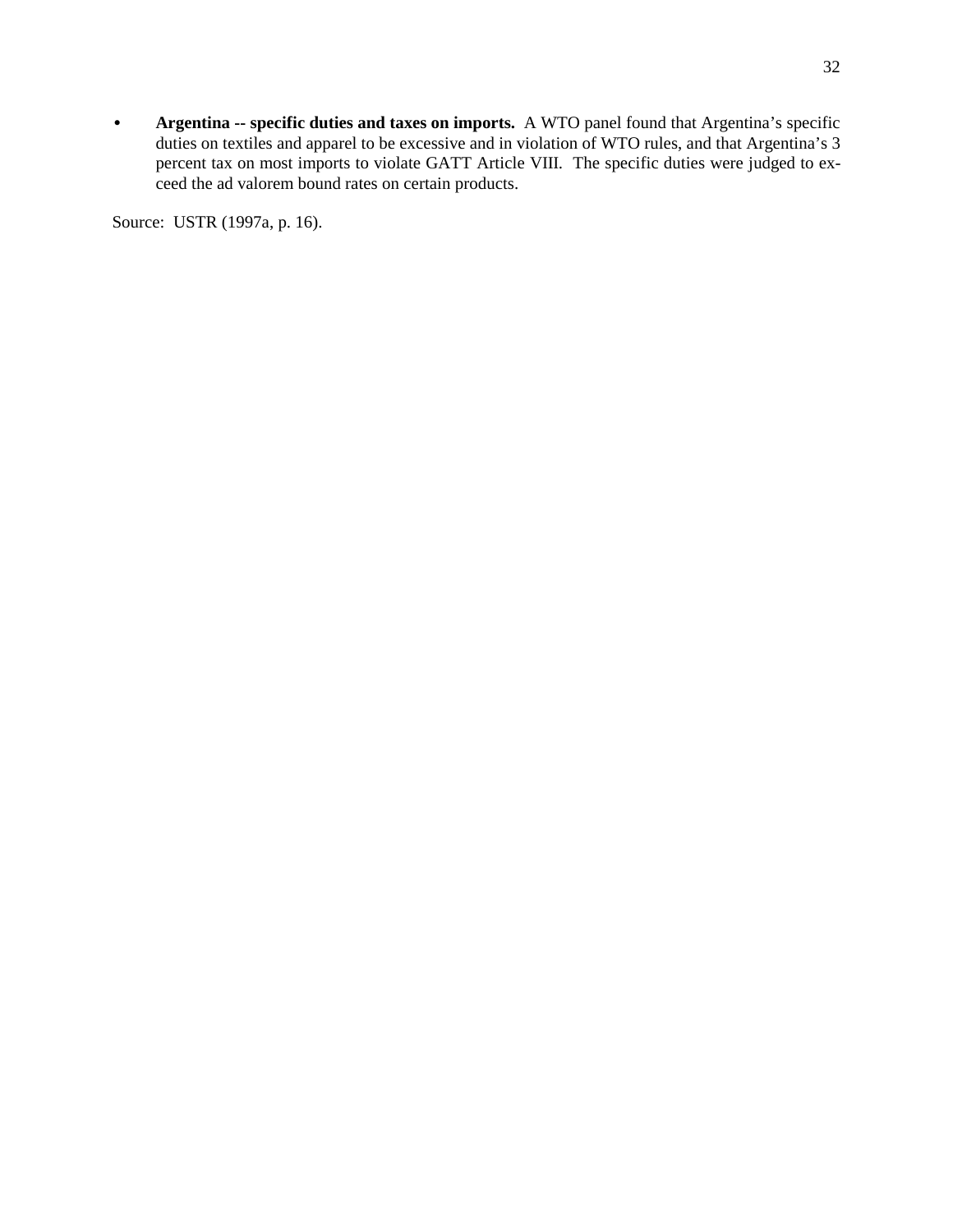- **Argentina -- specific duties and taxes on imports.** A WTO panel found that Argentina's specific duties on textiles and apparel to be excessive and in violation of WTO rules, and that Argentina's 3 percent tax on most imports to violate GATT Article VIII. The specific duties were judged to exceed the ad valorem bound rates on certain products.

Source: USTR (1997a, p. 16).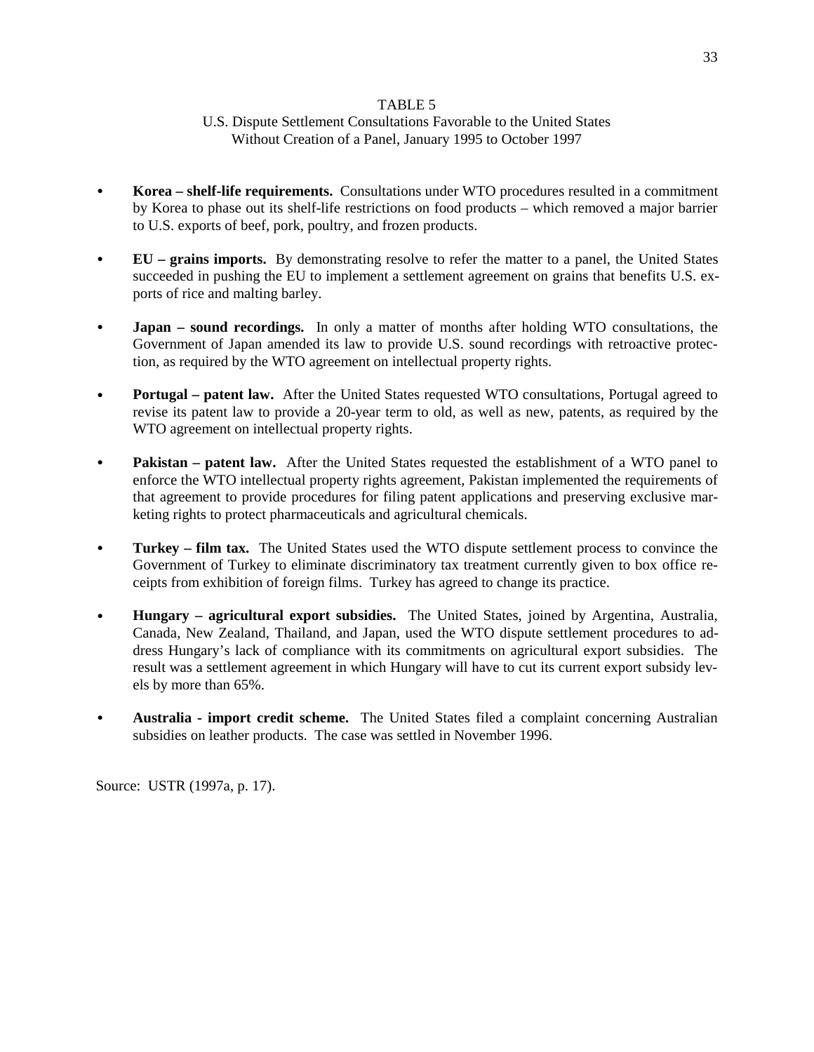TABLE 5

U.S. Dispute Settlement Consultations Favorable to the United States Without Creation of a Panel, January 1995 to October 1997

- **Korea – shelf-life requirements.** Consultations under WTO procedures resulted in a commitment by Korea to phase out its shelf-life restrictions on food products – which removed a major barrier to U.S. exports of beef, pork, poultry, and frozen products.

- **EU – grains imports.** By demonstrating resolve to refer the matter to a panel, the United States succeeded in pushing the EU to implement a settlement agreement on grains that benefits U.S. exports of rice and malting barley.

- **Japan – sound recordings.** In only a matter of months after holding WTO consultations, the Government of Japan amended its law to provide U.S. sound recordings with retroactive protection, as required by the WTO agreement on intellectual property rights.

- **Portugal – patent law.** After the United States requested WTO consultations, Portugal agreed to revise its patent law to provide a 20-year term to old, as well as new, patents, as required by the WTO agreement on intellectual property rights.

- **Pakistan – patent law.** After the United States requested the establishment of a WTO panel to enforce the WTO intellectual property rights agreement, Pakistan implemented the requirements of that agreement to provide procedures for filing patent applications and preserving exclusive marketing rights to protect pharmaceuticals and agricultural chemicals.

- **Turkey – film tax.** The United States used the WTO dispute settlement process to convince the Government of Turkey to eliminate discriminatory tax treatment currently given to box office receipts from exhibition of foreign films. Turkey has agreed to change its practice.

- **Hungary – agricultural export subsidies.** The United States, joined by Argentina, Australia, Canada, New Zealand, Thailand, and Japan, used the WTO dispute settlement procedures to address Hungary's lack of compliance with its commitments on agricultural export subsidies. The result was a settlement agreement in which Hungary will have to cut its current export subsidy levels by more than 65%.

- **Australia - import credit scheme.** The United States filed a complaint concerning Australian subsidies on leather products. The case was settled in November 1996.

Source: USTR (1997a, p. 17).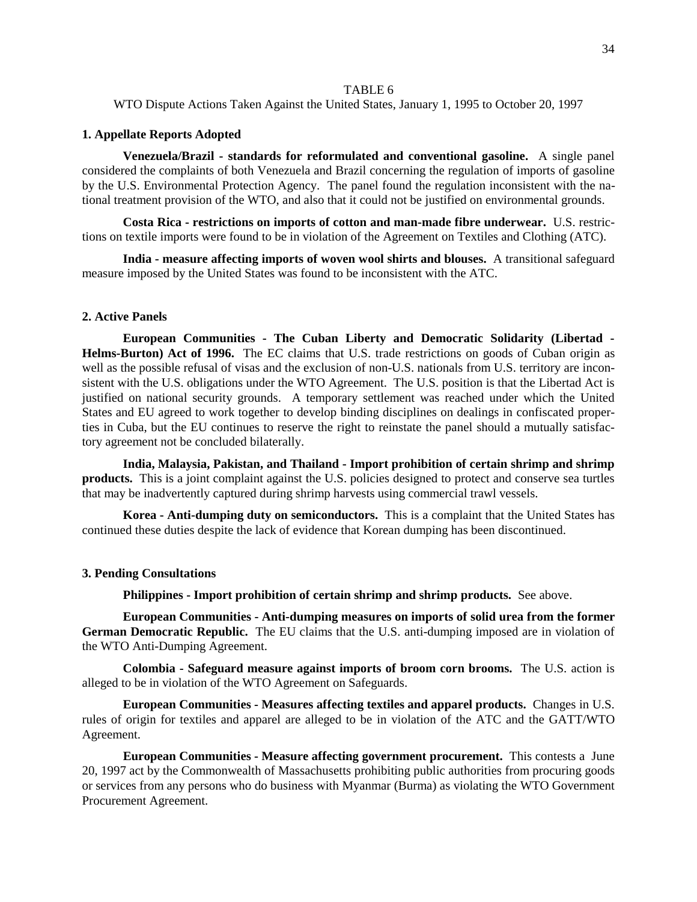TABLE 6

WTO Dispute Actions Taken Against the United States, January 1, 1995 to October 20, 1997

### 1. Appellate Reports Adopted

**Venezuela/Brazil - standards for reformulated and conventional gasoline.** A single panel considered the complaints of both Venezuela and Brazil concerning the regulation of imports of gasoline by the U.S. Environmental Protection Agency. The panel found the regulation inconsistent with the national treatment provision of the WTO, and also that it could not be justified on environmental grounds.

**Costa Rica - restrictions on imports of cotton and man-made fibre underwear.** U.S. restrictions on textile imports were found to be in violation of the Agreement on Textiles and Clothing (ATC).

**India - measure affecting imports of woven wool shirts and blouses.** A transitional safeguard measure imposed by the United States was found to be inconsistent with the ATC.

### 2. Active Panels

**European Communities - The Cuban Liberty and Democratic Solidarity (Libertad - Helms-Burton) Act of 1996.** The EC claims that U.S. trade restrictions on goods of Cuban origin as well as the possible refusal of visas and the exclusion of non-U.S. nationals from U.S. territory are inconsistent with the U.S. obligations under the WTO Agreement. The U.S. position is that the Libertad Act is justified on national security grounds. A temporary settlement was reached under which the United States and EU agreed to work together to develop binding disciplines on dealings in confiscated properties in Cuba, but the EU continues to reserve the right to reinstate the panel should a mutually satisfactory agreement not be concluded bilaterally.

**India, Malaysia, Pakistan, and Thailand - Import prohibition of certain shrimp and shrimp products.** This is a joint complaint against the U.S. policies designed to protect and conserve sea turtles that may be inadvertently captured during shrimp harvests using commercial trawl vessels.

**Korea - Anti-dumping duty on semiconductors.** This is a complaint that the United States has continued these duties despite the lack of evidence that Korean dumping has been discontinued.

### 3. Pending Consultations

**Philippines - Import prohibition of certain shrimp and shrimp products.** See above.

**European Communities - Anti-dumping measures on imports of solid urea from the former German Democratic Republic.** The EU claims that the U.S. anti-dumping imposed are in violation of the WTO Anti-Dumping Agreement.

**Colombia - Safeguard measure against imports of broom corn brooms.** The U.S. action is alleged to be in violation of the WTO Agreement on Safeguards.

**European Communities - Measures affecting textiles and apparel products.** Changes in U.S. rules of origin for textiles and apparel are alleged to be in violation of the ATC and the GATT/WTO Agreement.

**European Communities - Measure affecting government procurement.** This contests a June 20, 1997 act by the Commonwealth of Massachusetts prohibiting public authorities from procuring goods or services from any persons who do business with Myanmar (Burma) as violating the WTO Government Procurement Agreement.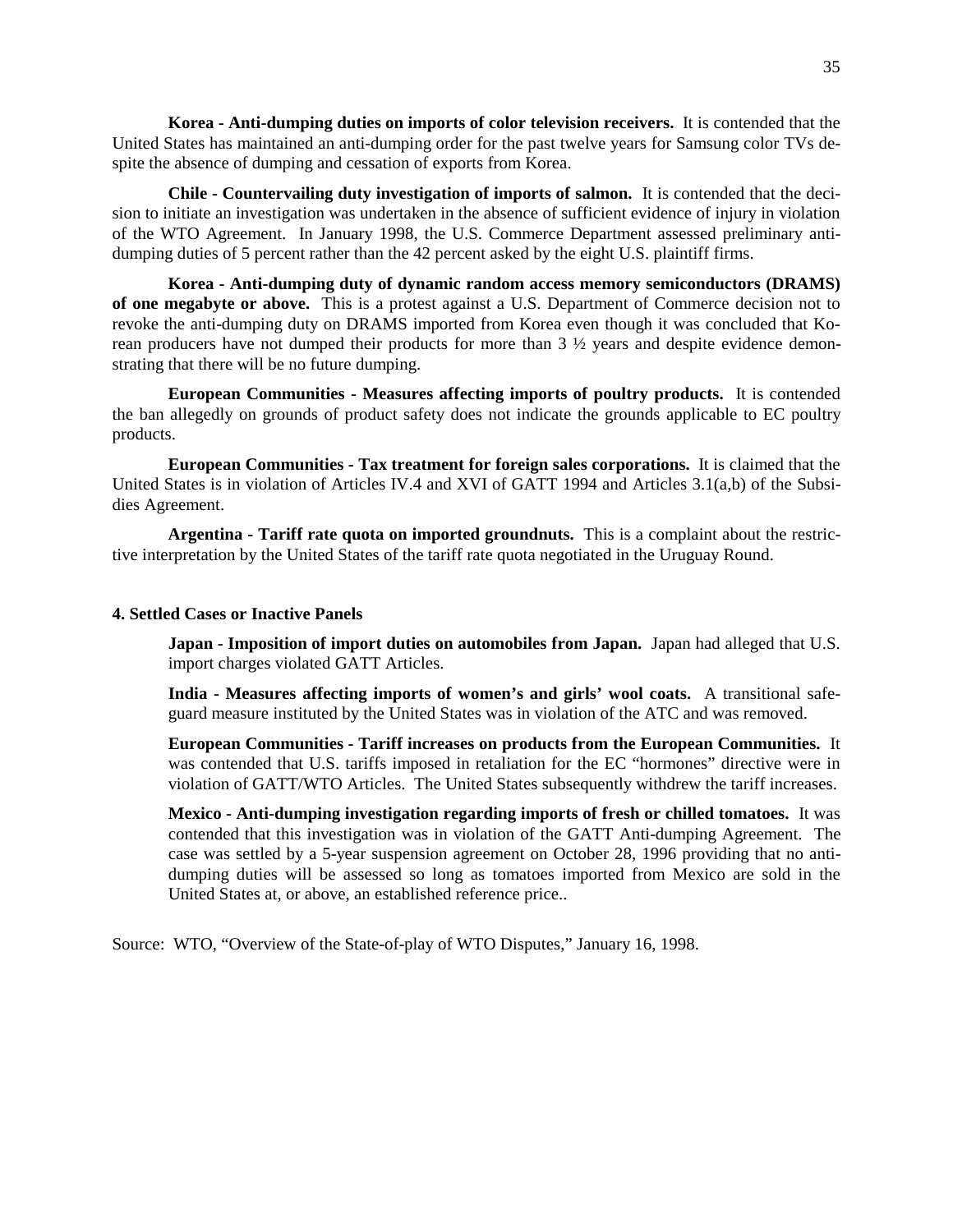**Korea - Anti-dumping duties on imports of color television receivers.** It is contended that the United States has maintained an anti-dumping order for the past twelve years for Samsung color TVs despite the absence of dumping and cessation of exports from Korea.

**Chile - Countervailing duty investigation of imports of salmon.** It is contended that the decision to initiate an investigation was undertaken in the absence of sufficient evidence of injury in violation of the WTO Agreement. In January 1998, the U.S. Commerce Department assessed preliminary anti-dumping duties of 5 percent rather than the 42 percent asked by the eight U.S. plaintiff firms.

**Korea - Anti-dumping duty of dynamic random access memory semiconductors (DRAMS) of one megabyte or above.** This is a protest against a U.S. Department of Commerce decision not to revoke the anti-dumping duty on DRAMS imported from Korea even though it was concluded that Korean producers have not dumped their products for more than 3 ½ years and despite evidence demonstrating that there will be no future dumping.

**European Communities - Measures affecting imports of poultry products.** It is contended the ban allegedly on grounds of product safety does not indicate the grounds applicable to EC poultry products.

**European Communities - Tax treatment for foreign sales corporations.** It is claimed that the United States is in violation of Articles IV.4 and XVI of GATT 1994 and Articles 3.1(a,b) of the Subsidies Agreement.

**Argentina - Tariff rate quota on imported groundnuts.** This is a complaint about the restrictive interpretation by the United States of the tariff rate quota negotiated in the Uruguay Round.

#### 4. Settled Cases or Inactive Panels

**Japan - Imposition of import duties on automobiles from Japan.** Japan had alleged that U.S. import charges violated GATT Articles.

**India - Measures affecting imports of women's and girls' wool coats.** A transitional safeguard measure instituted by the United States was in violation of the ATC and was removed.

**European Communities - Tariff increases on products from the European Communities.** It was contended that U.S. tariffs imposed in retaliation for the EC "hormones" directive were in violation of GATT/WTO Articles. The United States subsequently withdrew the tariff increases.

**Mexico - Anti-dumping investigation regarding imports of fresh or chilled tomatoes.** It was contended that this investigation was in violation of the GATT Anti-dumping Agreement. The case was settled by a 5-year suspension agreement on October 28, 1996 providing that no anti-dumping duties will be assessed so long as tomatoes imported from Mexico are sold in the United States at, or above, an established reference price..

Source: WTO, "Overview of the State-of-play of WTO Disputes," January 16, 1998.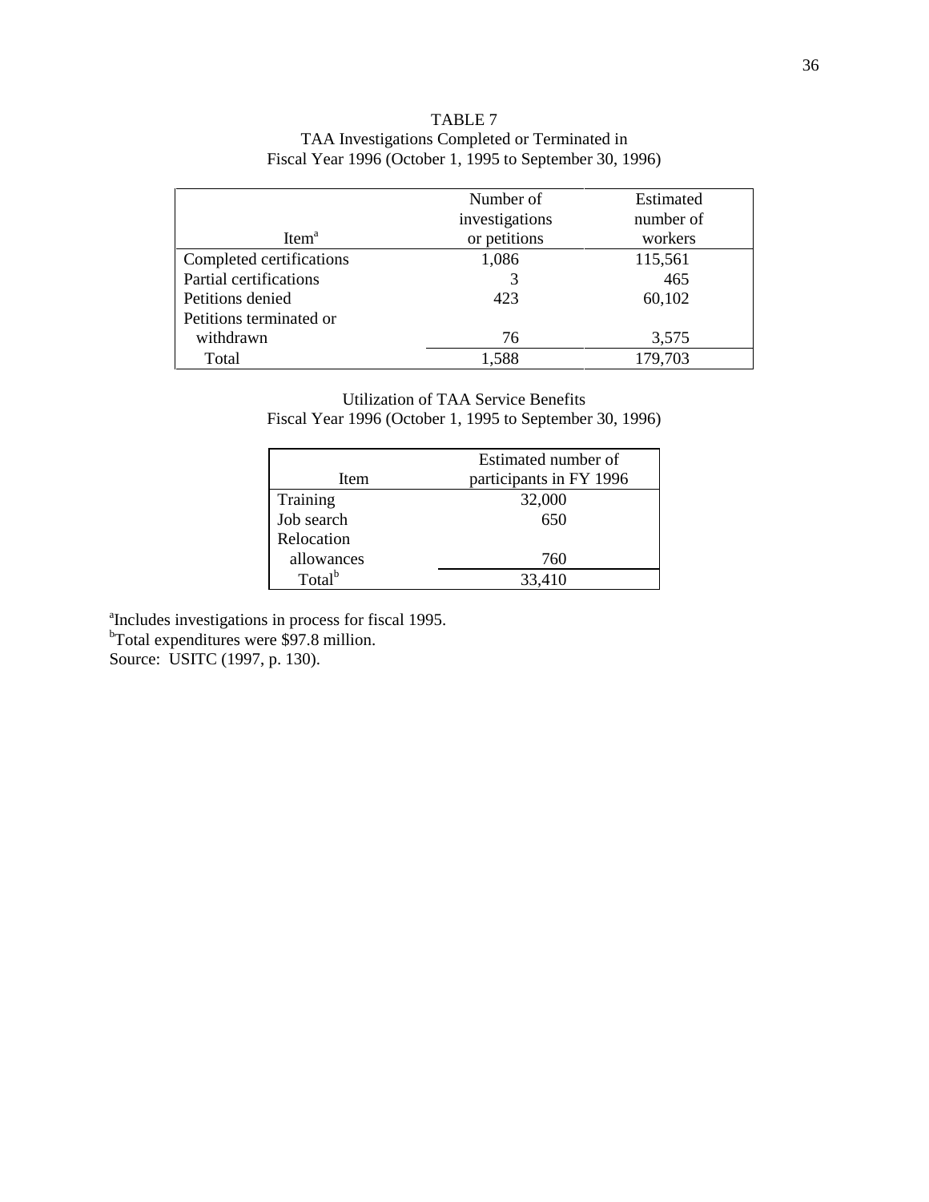TABLE 7
TAA Investigations Completed or Terminated in
Fiscal Year 1996 (October 1, 1995 to September 30, 1996)

| Item[a] | Number of investigations or petitions | Estimated number of workers |
|---|---|---|
| Completed certifications | 1,086 | 115,561 |
| Partial certifications | 3 | 465 |
| Petitions denied | 423 | 60,102 |
| Petitions terminated or withdrawn | 76 | 3,575 |
| Total | 1,588 | 179,703 |

Utilization of TAA Service Benefits
Fiscal Year 1996 (October 1, 1995 to September 30, 1996)

| Item | Estimated number of participants in FY 1996 |
|---|---|
| Training | 32,000 |
| Job search | 650 |
| Relocation allowances | 760 |
| Total[b] | 33,410 |

[a]Includes investigations in process for fiscal 1995.
[b]Total expenditures were $97.8 million.
Source: USITC (1997, p. 130).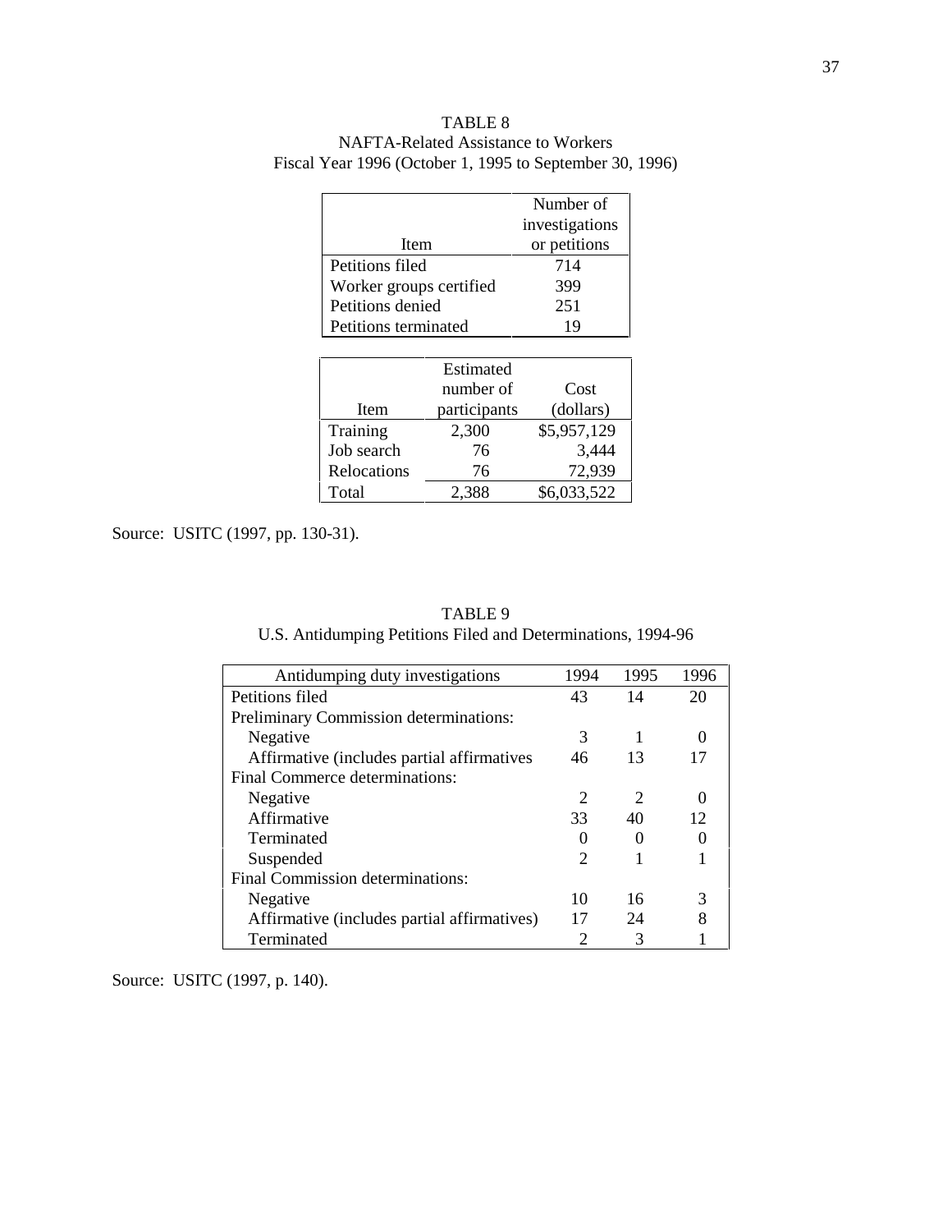TABLE 8
NAFTA-Related Assistance to Workers
Fiscal Year 1996 (October 1, 1995 to September 30, 1996)

| Item | Number of investigations or petitions |
|---|---|
| Petitions filed | 714 |
| Worker groups certified | 399 |
| Petitions denied | 251 |
| Petitions terminated | 19 |

| Item | Estimated number of participants | Cost (dollars) |
|---|---|---|
| Training | 2,300 | $5,957,129 |
| Job search | 76 | 3,444 |
| Relocations | 76 | 72,939 |
| Total | 2,388 | $6,033,522 |

Source: USITC (1997, pp. 130-31).

TABLE 9
U.S. Antidumping Petitions Filed and Determinations, 1994-96

| Antidumping duty investigations | 1994 | 1995 | 1996 |
|---|---|---|---|
| Petitions filed | 43 | 14 | 20 |
| Preliminary Commission determinations: | | | |
| Negative | 3 | 1 | 0 |
| Affirmative (includes partial affirmatives | 46 | 13 | 17 |
| Final Commerce determinations: | | | |
| Negative | 2 | 2 | 0 |
| Affirmative | 33 | 40 | 12 |
| Terminated | 0 | 0 | 0 |
| Suspended | 2 | 1 | 1 |
| Final Commission determinations: | | | |
| Negative | 10 | 16 | 3 |
| Affirmative (includes partial affirmatives) | 17 | 24 | 8 |
| Terminated | 2 | 3 | 1 |

Source: USITC (1997, p. 140).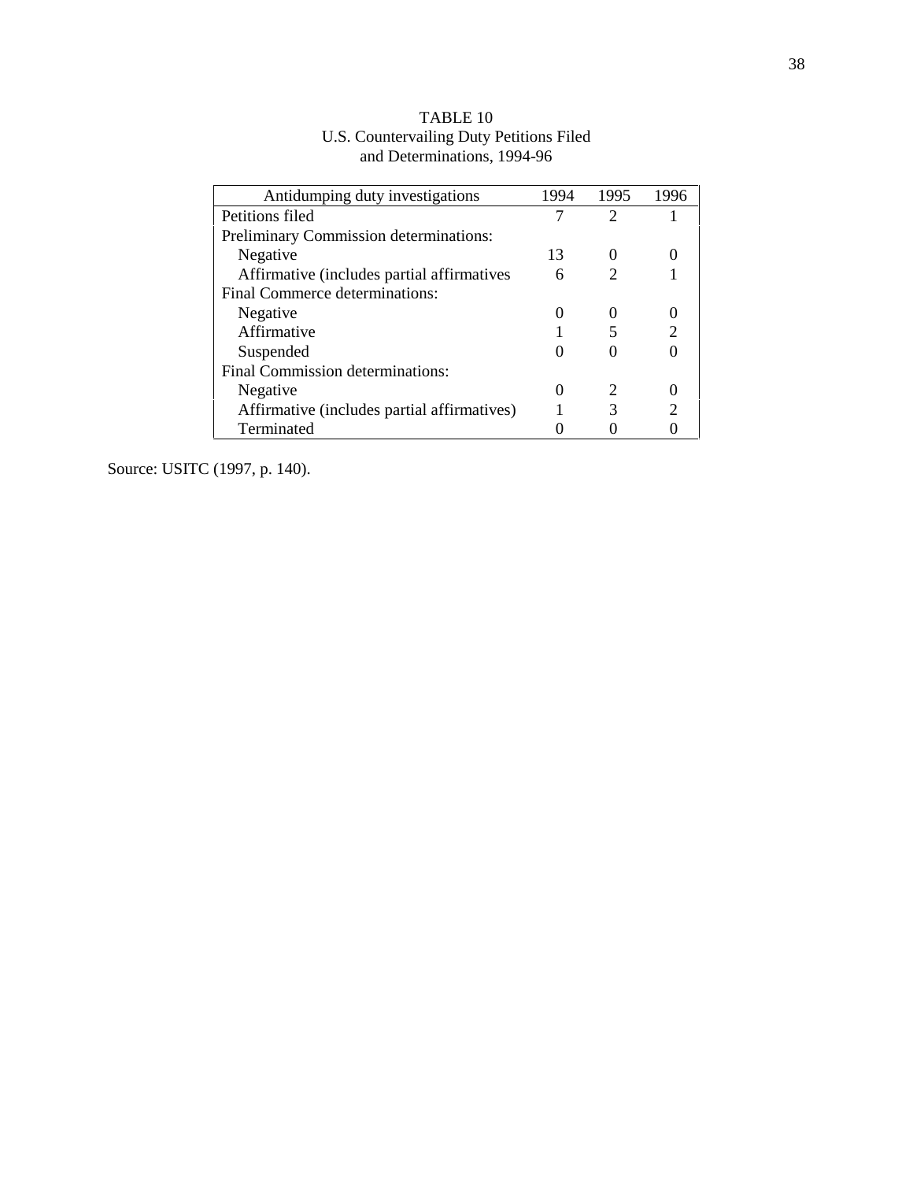TABLE 10
U.S. Countervailing Duty Petitions Filed
and Determinations, 1994-96

| Antidumping duty investigations | 1994 | 1995 | 1996 |
|---|---|---|---|
| Petitions filed | 7 | 2 | 1 |
| Preliminary Commission determinations: | | | |
| Negative | 13 | 0 | 0 |
| Affirmative (includes partial affirmatives | 6 | 2 | 1 |
| Final Commerce determinations: | | | |
| Negative | 0 | 0 | 0 |
| Affirmative | 1 | 5 | 2 |
| Suspended | 0 | 0 | 0 |
| Final Commission determinations: | | | |
| Negative | 0 | 2 | 0 |
| Affirmative (includes partial affirmatives) | 1 | 3 | 2 |
| Terminated | 0 | 0 | 0 |

Source: USITC (1997, p. 140).